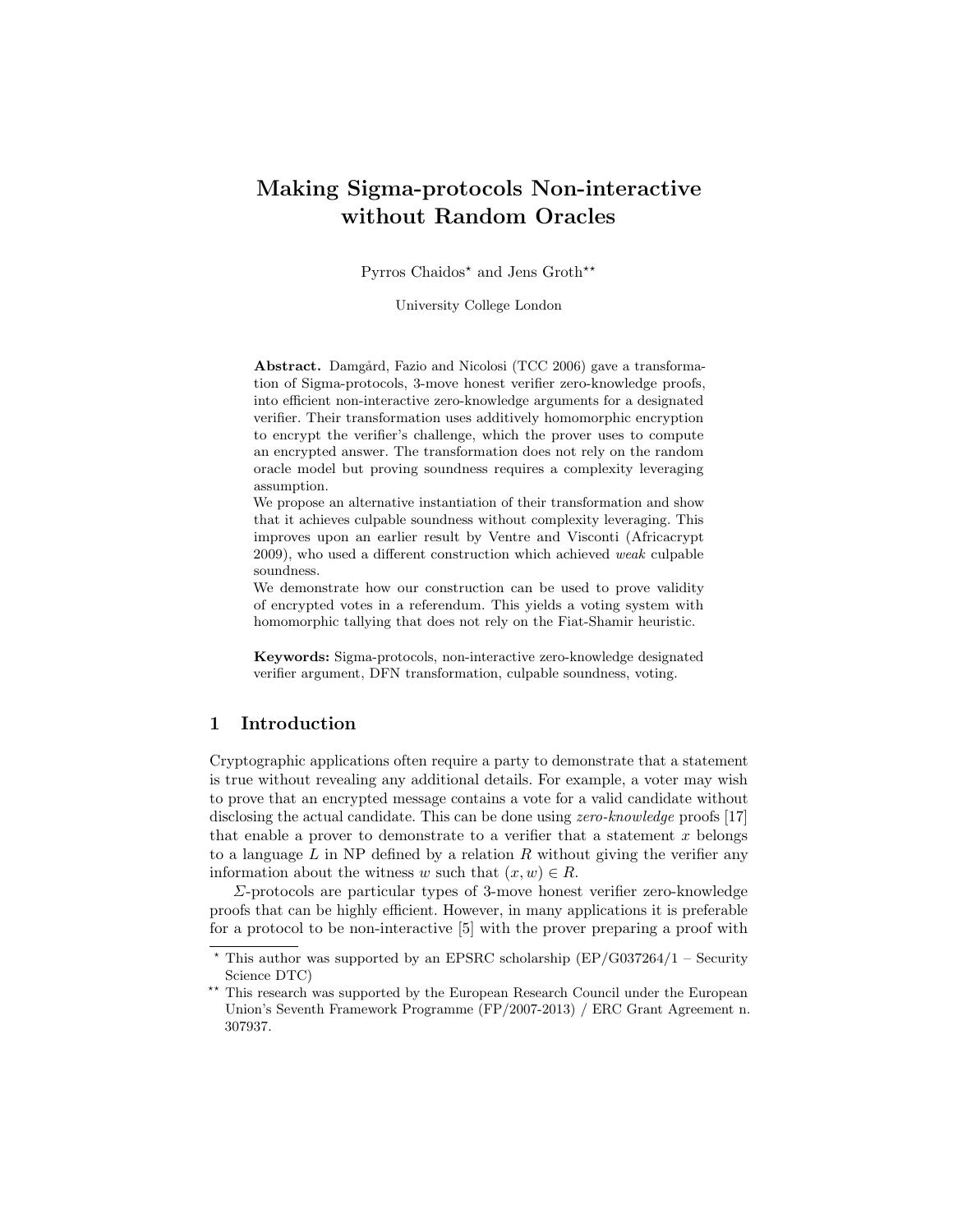# Making Sigma-protocols Non-interactive without Random Oracles

Pyrros Chaidos[⋆] and Jens Groth[⋆⋆]

University College London

**Abstract.** Damgård, Fazio and Nicolosi (TCC 2006) gave a transformation of Sigma-protocols, 3-move honest verifier zero-knowledge proofs, into efficient non-interactive zero-knowledge arguments for a designated verifier. Their transformation uses additively homomorphic encryption to encrypt the verifier's challenge, which the prover uses to compute an encrypted answer. The transformation does not rely on the random oracle model but proving soundness requires a complexity leveraging assumption.

We propose an alternative instantiation of their transformation and show that it achieves culpable soundness without complexity leveraging. This improves upon an earlier result by Ventre and Visconti (Africacrypt 2009), who used a different construction which achieved *weak* culpable soundness.

We demonstrate how our construction can be used to prove validity of encrypted votes in a referendum. This yields a voting system with homomorphic tallying that does not rely on the Fiat-Shamir heuristic.

**Keywords:** Sigma-protocols, non-interactive zero-knowledge designated verifier argument, DFN transformation, culpable soundness, voting.

## 1 Introduction

Cryptographic applications often require a party to demonstrate that a statement is true without revealing any additional details. For example, a voter may wish to prove that an encrypted message contains a vote for a valid candidate without disclosing the actual candidate. This can be done using *zero-knowledge* proofs [17] that enable a prover to demonstrate to a verifier that a statement $x$ belongs to a language $L$ in NP defined by a relation $R$ without giving the verifier any information about the witness $w$ such that $(x, w) \in R$.

$\Sigma$-protocols are particular types of 3-move honest verifier zero-knowledge proofs that can be highly efficient. However, in many applications it is preferable for a protocol to be non-interactive [5] with the prover preparing a proof with

---

[⋆] This author was supported by an EPSRC scholarship (EP/G037264/1 – Security Science DTC)

[⋆⋆] This research was supported by the European Research Council under the European Union's Seventh Framework Programme (FP/2007-2013) / ERC Grant Agreement n. 307937.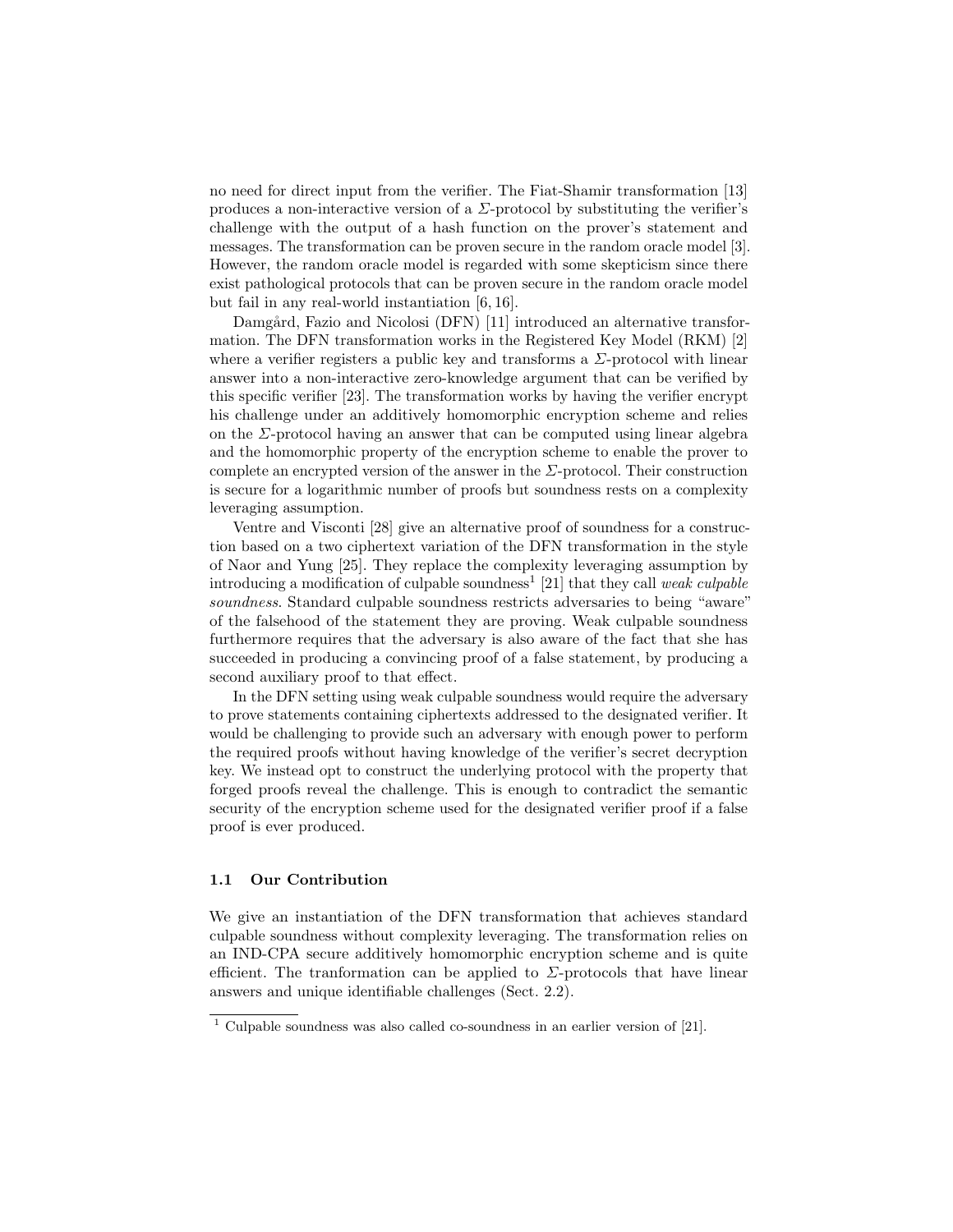no need for direct input from the verifier. The Fiat-Shamir transformation [13] produces a non-interactive version of a $\Sigma$-protocol by substituting the verifier's challenge with the output of a hash function on the prover's statement and messages. The transformation can be proven secure in the random oracle model [3]. However, the random oracle model is regarded with some skepticism since there exist pathological protocols that can be proven secure in the random oracle model but fail in any real-world instantiation [6, 16].

Damgård, Fazio and Nicolosi (DFN) [11] introduced an alternative transformation. The DFN transformation works in the Registered Key Model (RKM) [2] where a verifier registers a public key and transforms a $\Sigma$-protocol with linear answer into a non-interactive zero-knowledge argument that can be verified by this specific verifier [23]. The transformation works by having the verifier encrypt his challenge under an additively homomorphic encryption scheme and relies on the $\Sigma$-protocol having an answer that can be computed using linear algebra and the homomorphic property of the encryption scheme to enable the prover to complete an encrypted version of the answer in the $\Sigma$-protocol. Their construction is secure for a logarithmic number of proofs but soundness rests on a complexity leveraging assumption.

Ventre and Visconti [28] give an alternative proof of soundness for a construction based on a two ciphertext variation of the DFN transformation in the style of Naor and Yung [25]. They replace the complexity leveraging assumption by introducing a modification of culpable soundness[1] [21] that they call *weak culpable soundness*. Standard culpable soundness restricts adversaries to being "aware" of the falsehood of the statement they are proving. Weak culpable soundness furthermore requires that the adversary is also aware of the fact that she has succeeded in producing a convincing proof of a false statement, by producing a second auxiliary proof to that effect.

In the DFN setting using weak culpable soundness would require the adversary to prove statements containing ciphertexts addressed to the designated verifier. It would be challenging to provide such an adversary with enough power to perform the required proofs without having knowledge of the verifier's secret decryption key. We instead opt to construct the underlying protocol with the property that forged proofs reveal the challenge. This is enough to contradict the semantic security of the encryption scheme used for the designated verifier proof if a false proof is ever produced.

### 1.1 Our Contribution

We give an instantiation of the DFN transformation that achieves standard culpable soundness without complexity leveraging. The transformation relies on an IND-CPA secure additively homomorphic encryption scheme and is quite efficient. The tranformation can be applied to $\Sigma$-protocols that have linear answers and unique identifiable challenges (Sect. 2.2).

[1] Culpable soundness was also called co-soundness in an earlier version of [21].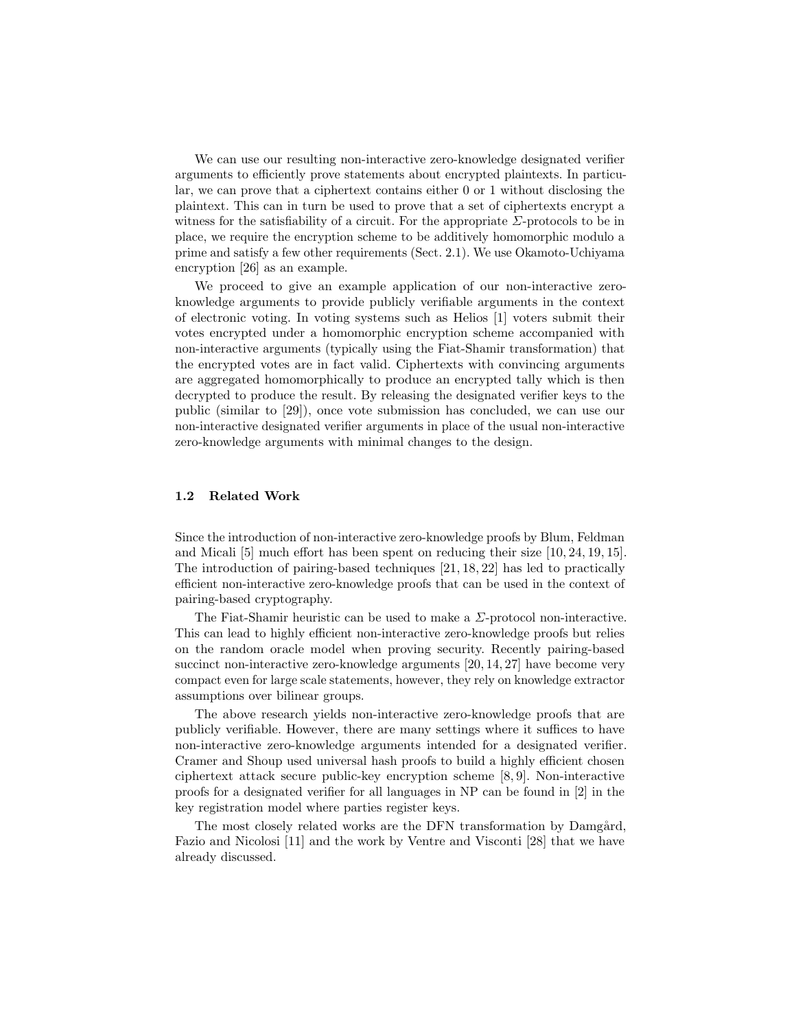We can use our resulting non-interactive zero-knowledge designated verifier arguments to efficiently prove statements about encrypted plaintexts. In particular, we can prove that a ciphertext contains either 0 or 1 without disclosing the plaintext. This can in turn be used to prove that a set of ciphertexts encrypt a witness for the satisfiability of a circuit. For the appropriate $\Sigma$-protocols to be in place, we require the encryption scheme to be additively homomorphic modulo a prime and satisfy a few other requirements (Sect. 2.1). We use Okamoto-Uchiyama encryption [26] as an example.

We proceed to give an example application of our non-interactive zero-knowledge arguments to provide publicly verifiable arguments in the context of electronic voting. In voting systems such as Helios [1] voters submit their votes encrypted under a homomorphic encryption scheme accompanied with non-interactive arguments (typically using the Fiat-Shamir transformation) that the encrypted votes are in fact valid. Ciphertexts with convincing arguments are aggregated homomorphically to produce an encrypted tally which is then decrypted to produce the result. By releasing the designated verifier keys to the public (similar to [29]), once vote submission has concluded, we can use our non-interactive designated verifier arguments in place of the usual non-interactive zero-knowledge arguments with minimal changes to the design.

### 1.2 Related Work

Since the introduction of non-interactive zero-knowledge proofs by Blum, Feldman and Micali [5] much effort has been spent on reducing their size [10, 24, 19, 15]. The introduction of pairing-based techniques [21, 18, 22] has led to practically efficient non-interactive zero-knowledge proofs that can be used in the context of pairing-based cryptography.

The Fiat-Shamir heuristic can be used to make a $\Sigma$-protocol non-interactive. This can lead to highly efficient non-interactive zero-knowledge proofs but relies on the random oracle model when proving security. Recently pairing-based succinct non-interactive zero-knowledge arguments [20, 14, 27] have become very compact even for large scale statements, however, they rely on knowledge extractor assumptions over bilinear groups.

The above research yields non-interactive zero-knowledge proofs that are publicly verifiable. However, there are many settings where it suffices to have non-interactive zero-knowledge arguments intended for a designated verifier. Cramer and Shoup used universal hash proofs to build a highly efficient chosen ciphertext attack secure public-key encryption scheme [8, 9]. Non-interactive proofs for a designated verifier for all languages in NP can be found in [2] in the key registration model where parties register keys.

The most closely related works are the DFN transformation by Damgård, Fazio and Nicolosi [11] and the work by Ventre and Visconti [28] that we have already discussed.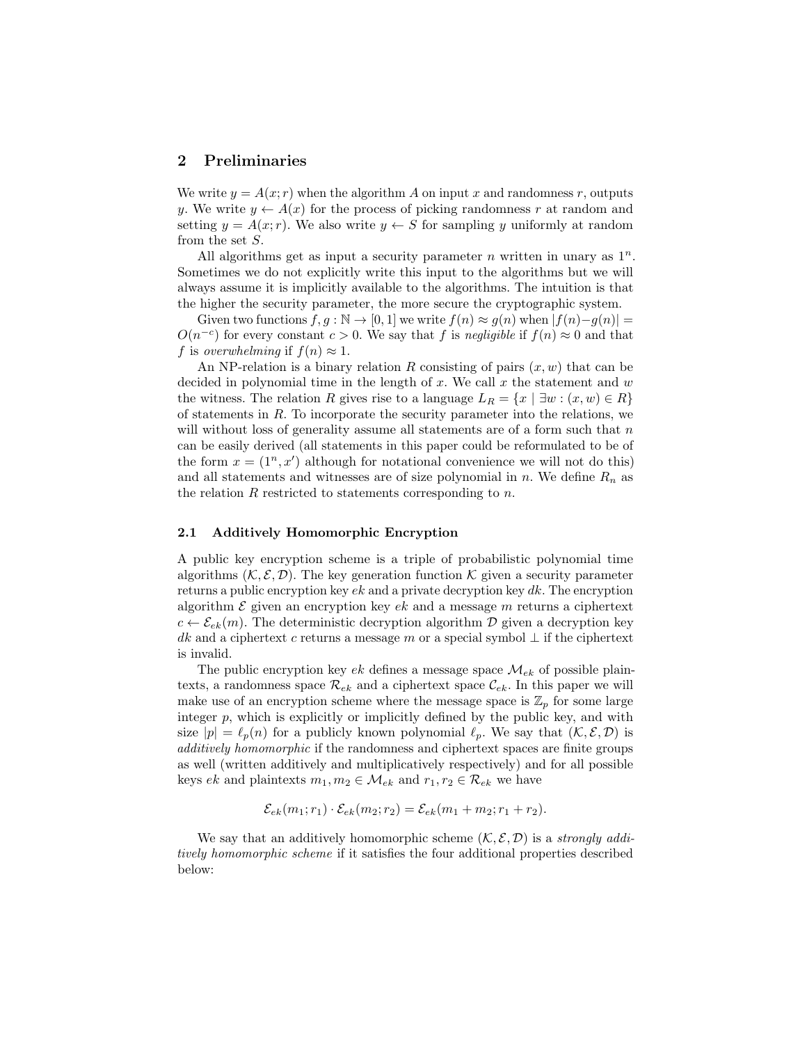## 2 Preliminaries

We write $y = A(x; r)$ when the algorithm $A$ on input $x$ and randomness $r$, outputs $y$. We write $y \leftarrow A(x)$ for the process of picking randomness $r$ at random and setting $y = A(x; r)$. We also write $y \leftarrow S$ for sampling $y$ uniformly at random from the set $S$.

All algorithms get as input a security parameter $n$ written in unary as $1^n$. Sometimes we do not explicitly write this input to the algorithms but we will always assume it is implicitly available to the algorithms. The intuition is that the higher the security parameter, the more secure the cryptographic system.

Given two functions $f, g : \mathbb{N} \to [0, 1]$ we write $f(n) \approx g(n)$ when $|f(n) - g(n)| = O(n^{-c})$ for every constant $c > 0$. We say that $f$ is *negligible* if $f(n) \approx 0$ and that $f$ is *overwhelming* if $f(n) \approx 1$.

An NP-relation is a binary relation $R$ consisting of pairs $(x, w)$ that can be decided in polynomial time in the length of $x$. We call $x$ the statement and $w$ the witness. The relation $R$ gives rise to a language $L_R = \{x \mid \exists w : (x, w) \in R\}$ of statements in $R$. To incorporate the security parameter into the relations, we will without loss of generality assume all statements are of a form such that $n$ can be easily derived (all statements in this paper could be reformulated to be of the form $x = (1^n, x')$ although for notational convenience we will not do this) and all statements and witnesses are of size polynomial in $n$. We define $R_n$ as the relation $R$ restricted to statements corresponding to $n$.

### 2.1 Additively Homomorphic Encryption

A public key encryption scheme is a triple of probabilistic polynomial time algorithms $(\mathcal{K}, \mathcal{E}, \mathcal{D})$. The key generation function $\mathcal{K}$ given a security parameter returns a public encryption key $ek$ and a private decryption key $dk$. The encryption algorithm $\mathcal{E}$ given an encryption key $ek$ and a message $m$ returns a ciphertext $c \leftarrow \mathcal{E}_{ek}(m)$. The deterministic decryption algorithm $\mathcal{D}$ given a decryption key $dk$ and a ciphertext $c$ returns a message $m$ or a special symbol $\perp$ if the ciphertext is invalid.

The public encryption key $ek$ defines a message space $\mathcal{M}_{ek}$ of possible plaintexts, a randomness space $\mathcal{R}_{ek}$ and a ciphertext space $\mathcal{C}_{ek}$. In this paper we will make use of an encryption scheme where the message space is $\mathbb{Z}_p$ for some large integer $p$, which is explicitly or implicitly defined by the public key, and with size $|p| = \ell_p(n)$ for a publicly known polynomial $\ell_p$. We say that $(\mathcal{K}, \mathcal{E}, \mathcal{D})$ is *additively homomorphic* if the randomness and ciphertext spaces are finite groups as well (written additively and multiplicatively respectively) and for all possible keys $ek$ and plaintexts $m_1, m_2 \in \mathcal{M}_{ek}$ and $r_1, r_2 \in \mathcal{R}_{ek}$ we have

$$\mathcal{E}_{ek}(m_1; r_1) \cdot \mathcal{E}_{ek}(m_2; r_2) = \mathcal{E}_{ek}(m_1 + m_2; r_1 + r_2).$$

We say that an additively homomorphic scheme $(\mathcal{K}, \mathcal{E}, \mathcal{D})$ is a *strongly additively homomorphic scheme* if it satisfies the four additional properties described below: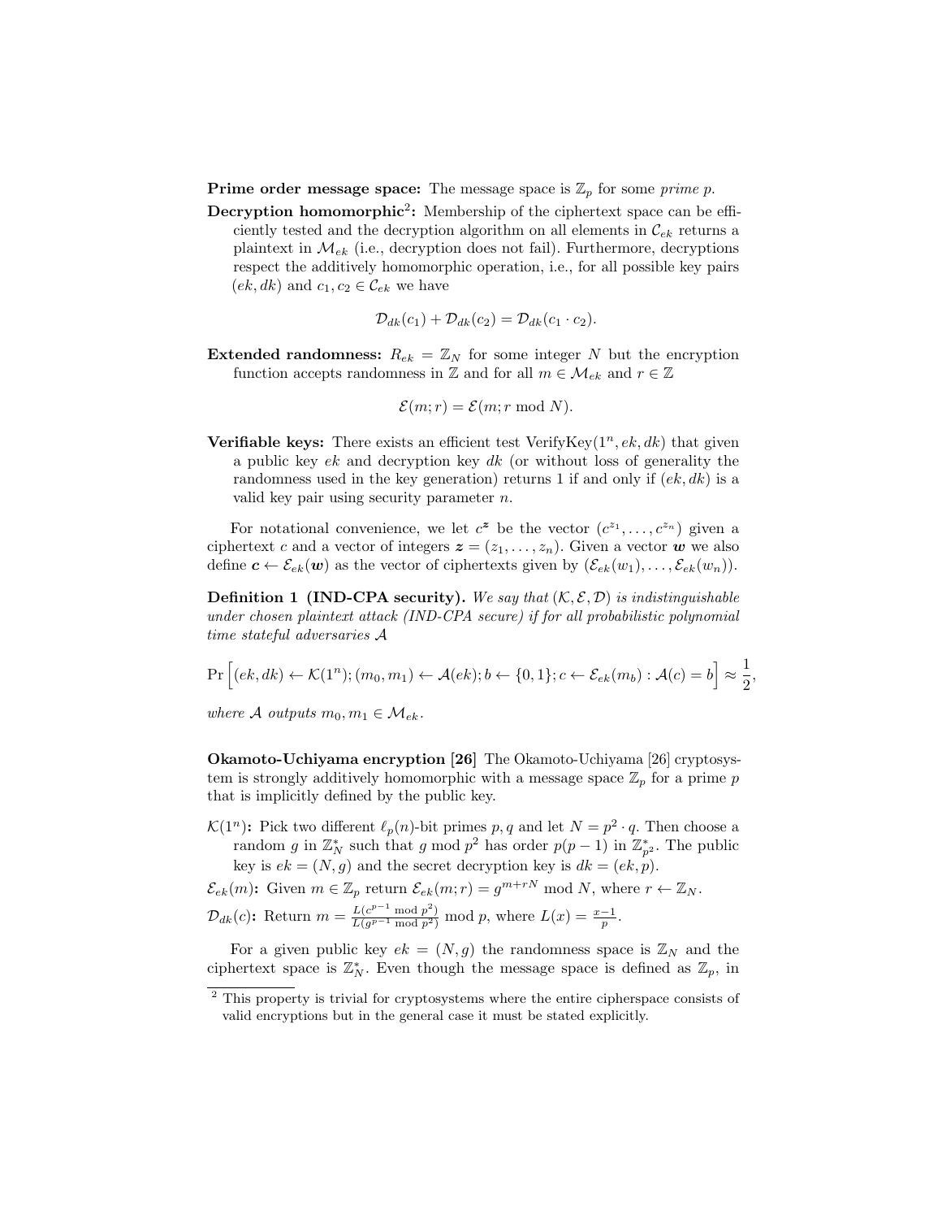**Prime order message space:** The message space is $\mathbb{Z}_p$ for some *prime p*.

**Decryption homomorphic**[2]**:** Membership of the ciphertext space can be efficiently tested and the decryption algorithm on all elements in $\mathcal{C}_{ek}$ returns a plaintext in $\mathcal{M}_{ek}$ (i.e., decryption does not fail). Furthermore, decryptions respect the additively homomorphic operation, i.e., for all possible key pairs $(ek, dk)$ and $c_1, c_2 \in \mathcal{C}_{ek}$ we have

$$\mathcal{D}_{dk}(c_1) + \mathcal{D}_{dk}(c_2) = \mathcal{D}_{dk}(c_1 \cdot c_2).$$

**Extended randomness:** $R_{ek} = \mathbb{Z}_N$ for some integer $N$ but the encryption function accepts randomness in $\mathbb{Z}$ and for all $m \in \mathcal{M}_{ek}$ and $r \in \mathbb{Z}$

$$\mathcal{E}(m; r) = \mathcal{E}(m; r \bmod N).$$

**Verifiable keys:** There exists an efficient test VerifyKey$(1^n, ek, dk)$ that given a public key $ek$ and decryption key $dk$ (or without loss of generality the randomness used in the key generation) returns 1 if and only if $(ek, dk)$ is a valid key pair using security parameter $n$.

For notational convenience, we let $c^{\boldsymbol{z}}$ be the vector $(c^{z_1}, \ldots, c^{z_n})$ given a ciphertext $c$ and a vector of integers $\boldsymbol{z} = (z_1, \ldots, z_n)$. Given a vector $\boldsymbol{w}$ we also define $\boldsymbol{c} \leftarrow \mathcal{E}_{ek}(\boldsymbol{w})$ as the vector of ciphertexts given by $(\mathcal{E}_{ek}(w_1), \ldots, \mathcal{E}_{ek}(w_n))$.

**Definition 1 (IND-CPA security).** *We say that $(\mathcal{K}, \mathcal{E}, \mathcal{D})$ is indistinguishable under chosen plaintext attack (IND-CPA secure) if for all probabilistic polynomial time stateful adversaries $\mathcal{A}$*

$$\Pr\Big[(ek, dk) \leftarrow \mathcal{K}(1^n); (m_0, m_1) \leftarrow \mathcal{A}(ek); b \leftarrow \{0,1\}; c \leftarrow \mathcal{E}_{ek}(m_b) : \mathcal{A}(c) = b\Big] \approx \frac{1}{2},$$

*where $\mathcal{A}$ outputs $m_0, m_1 \in \mathcal{M}_{ek}$.*

**Okamoto-Uchiyama encryption [26]** The Okamoto-Uchiyama [26] cryptosystem is strongly additively homomorphic with a message space $\mathbb{Z}_p$ for a prime $p$ that is implicitly defined by the public key.

$\mathcal{K}(1^n)$**:** Pick two different $\ell_p(n)$-bit primes $p, q$ and let $N = p^2 \cdot q$. Then choose a random $g$ in $\mathbb{Z}_N^*$ such that $g \bmod p^2$ has order $p(p-1)$ in $\mathbb{Z}_{p^2}^*$. The public key is $ek = (N, g)$ and the secret decryption key is $dk = (ek, p)$.

$\mathcal{E}_{ek}(m)$**:** Given $m \in \mathbb{Z}_p$ return $\mathcal{E}_{ek}(m; r) = g^{m+rN} \bmod N$, where $r \leftarrow \mathbb{Z}_N$.

$\mathcal{D}_{dk}(c)$**:** Return $m = \frac{L(c^{p-1} \bmod p^2)}{L(g^{p-1} \bmod p^2)} \bmod p$, where $L(x) = \frac{x-1}{p}$.

For a given public key $ek = (N, g)$ the randomness space is $\mathbb{Z}_N$ and the ciphertext space is $\mathbb{Z}_N^*$. Even though the message space is defined as $\mathbb{Z}_p$, in

[2] This property is trivial for cryptosystems where the entire cipherspace consists of valid encryptions but in the general case it must be stated explicitly.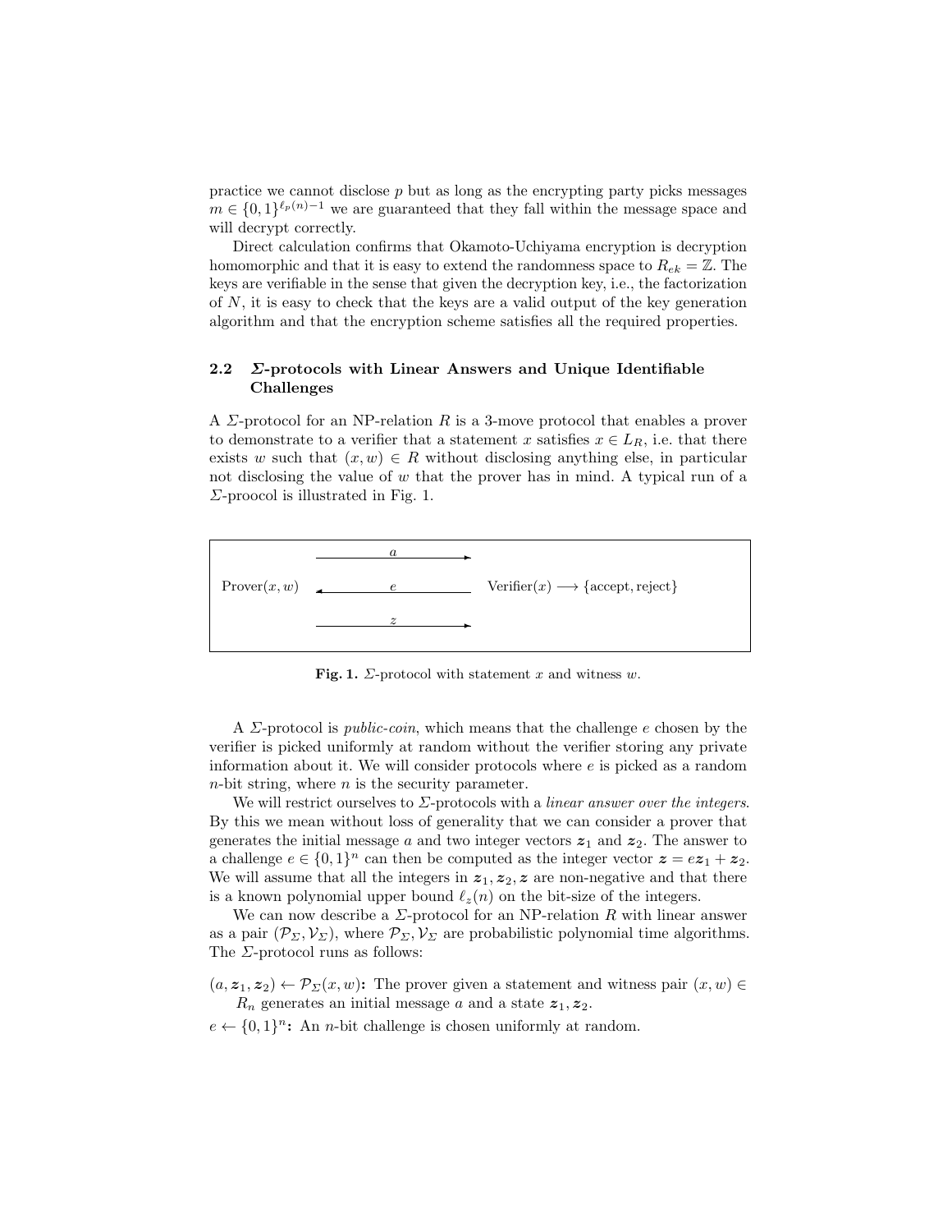practice we cannot disclose $p$ but as long as the encrypting party picks messages $m \in \{0,1\}^{\ell_p(n)-1}$ we are guaranteed that they fall within the message space and will decrypt correctly.

Direct calculation confirms that Okamoto-Uchiyama encryption is decryption homomorphic and that it is easy to extend the randomness space to $R_{ek} = \mathbb{Z}$. The keys are verifiable in the sense that given the decryption key, i.e., the factorization of $N$, it is easy to check that the keys are a valid output of the key generation algorithm and that the encryption scheme satisfies all the required properties.

### 2.2 Σ-protocols with Linear Answers and Unique Identifiable Challenges

A $\Sigma$-protocol for an NP-relation $R$ is a 3-move protocol that enables a prover to demonstrate to a verifier that a statement $x$ satisfies $x \in L_R$, i.e. that there exists $w$ such that $(x, w) \in R$ without disclosing anything else, in particular not disclosing the value of $w$ that the prover has in mind. A typical run of a $\Sigma$-proocol is illustrated in Fig. 1.

| | | |
|---|---|---|
| | $a$ → | |
| Prover$(x, w)$ | ← $e$ | Verifier$(x) \longrightarrow$ {accept, reject} |
| | $z$ → | |

**Fig. 1.** $\Sigma$-protocol with statement $x$ and witness $w$.

A $\Sigma$-protocol is *public-coin*, which means that the challenge $e$ chosen by the verifier is picked uniformly at random without the verifier storing any private information about it. We will consider protocols where $e$ is picked as a random $n$-bit string, where $n$ is the security parameter.

We will restrict ourselves to $\Sigma$-protocols with a *linear answer over the integers*. By this we mean without loss of generality that we can consider a prover that generates the initial message $a$ and two integer vectors $\boldsymbol{z}_1$ and $\boldsymbol{z}_2$. The answer to a challenge $e \in \{0,1\}^n$ can then be computed as the integer vector $\boldsymbol{z} = e\boldsymbol{z}_1 + \boldsymbol{z}_2$. We will assume that all the integers in $\boldsymbol{z}_1, \boldsymbol{z}_2, \boldsymbol{z}$ are non-negative and that there is a known polynomial upper bound $\ell_z(n)$ on the bit-size of the integers.

We can now describe a $\Sigma$-protocol for an NP-relation $R$ with linear answer as a pair $(\mathcal{P}_\Sigma, \mathcal{V}_\Sigma)$, where $\mathcal{P}_\Sigma, \mathcal{V}_\Sigma$ are probabilistic polynomial time algorithms. The $\Sigma$-protocol runs as follows:

**$(a, \boldsymbol{z}_1, \boldsymbol{z}_2) \leftarrow \mathcal{P}_\Sigma(x, w)$:** The prover given a statement and witness pair $(x, w) \in R_n$ generates an initial message $a$ and a state $\boldsymbol{z}_1, \boldsymbol{z}_2$.

**$e \leftarrow \{0,1\}^n$:** An $n$-bit challenge is chosen uniformly at random.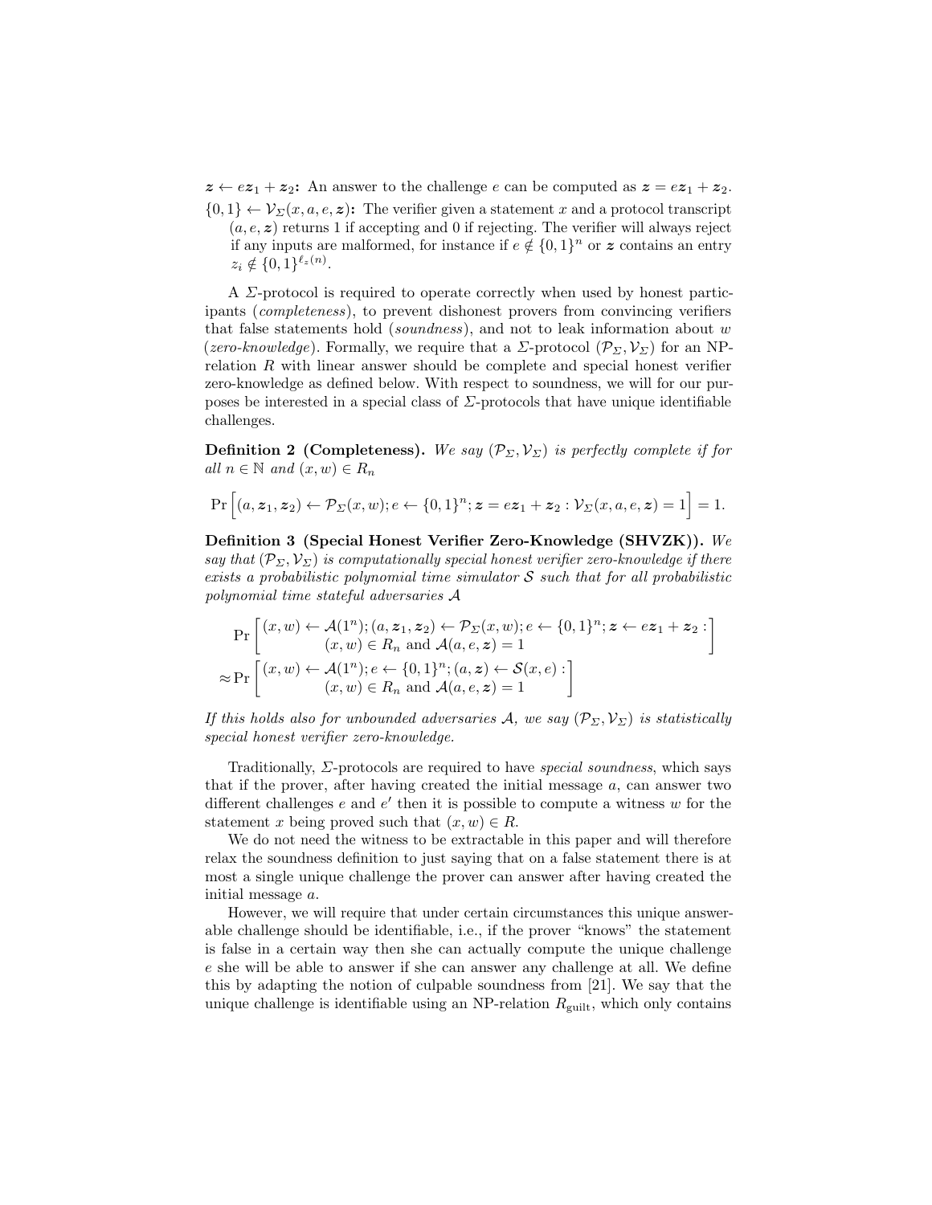$\boldsymbol{z} \leftarrow e\boldsymbol{z}_1 + \boldsymbol{z}_2$**:** An answer to the challenge $e$ can be computed as $\boldsymbol{z} = e\boldsymbol{z}_1 + \boldsymbol{z}_2$.

$\{0,1\} \leftarrow \mathcal{V}_\Sigma(x, a, e, \boldsymbol{z})$**:** The verifier given a statement $x$ and a protocol transcript $(a, e, \boldsymbol{z})$ returns 1 if accepting and 0 if rejecting. The verifier will always reject if any inputs are malformed, for instance if $e \notin \{0,1\}^n$ or $\boldsymbol{z}$ contains an entry $z_i \notin \{0,1\}^{\ell_z(n)}$.

A $\Sigma$-protocol is required to operate correctly when used by honest participants (*completeness*), to prevent dishonest provers from convincing verifiers that false statements hold (*soundness*), and not to leak information about $w$ (*zero-knowledge*). Formally, we require that a $\Sigma$-protocol $(\mathcal{P}_\Sigma, \mathcal{V}_\Sigma)$ for an NP-relation $R$ with linear answer should be complete and special honest verifier zero-knowledge as defined below. With respect to soundness, we will for our purposes be interested in a special class of $\Sigma$-protocols that have unique identifiable challenges.

**Definition 2 (Completeness).** *We say $(\mathcal{P}_\Sigma, \mathcal{V}_\Sigma)$ is perfectly complete if for all $n \in \mathbb{N}$ and $(x, w) \in R_n$*

$$\Pr\Big[(a, \boldsymbol{z}_1, \boldsymbol{z}_2) \leftarrow \mathcal{P}_\Sigma(x, w); e \leftarrow \{0,1\}^n; \boldsymbol{z} = e\boldsymbol{z}_1 + \boldsymbol{z}_2 : \mathcal{V}_\Sigma(x, a, e, \boldsymbol{z}) = 1\Big] = 1.$$

**Definition 3 (Special Honest Verifier Zero-Knowledge (SHVZK)).** *We say that $(\mathcal{P}_\Sigma, \mathcal{V}_\Sigma)$ is computationally special honest verifier zero-knowledge if there exists a probabilistic polynomial time simulator $\mathcal{S}$ such that for all probabilistic polynomial time stateful adversaries $\mathcal{A}$*

$$\Pr\left[\begin{array}{c}(x, w) \leftarrow \mathcal{A}(1^n); (a, \boldsymbol{z}_1, \boldsymbol{z}_2) \leftarrow \mathcal{P}_\Sigma(x, w); e \leftarrow \{0,1\}^n; \boldsymbol{z} \leftarrow e\boldsymbol{z}_1 + \boldsymbol{z}_2 : \\ (x, w) \in R_n \text{ and } \mathcal{A}(a, e, \boldsymbol{z}) = 1\end{array}\right]$$

$$\approx \Pr\left[\begin{array}{c}(x, w) \leftarrow \mathcal{A}(1^n); e \leftarrow \{0,1\}^n; (a, \boldsymbol{z}) \leftarrow \mathcal{S}(x, e) : \\ (x, w) \in R_n \text{ and } \mathcal{A}(a, e, \boldsymbol{z}) = 1\end{array}\right]$$

*If this holds also for unbounded adversaries $\mathcal{A}$, we say $(\mathcal{P}_\Sigma, \mathcal{V}_\Sigma)$ is statistically special honest verifier zero-knowledge.*

Traditionally, $\Sigma$-protocols are required to have *special soundness*, which says that if the prover, after having created the initial message $a$, can answer two different challenges $e$ and $e'$ then it is possible to compute a witness $w$ for the statement $x$ being proved such that $(x, w) \in R$.

We do not need the witness to be extractable in this paper and will therefore relax the soundness definition to just saying that on a false statement there is at most a single unique challenge the prover can answer after having created the initial message $a$.

However, we will require that under certain circumstances this unique answerable challenge should be identifiable, i.e., if the prover "knows" the statement is false in a certain way then she can actually compute the unique challenge $e$ she will be able to answer if she can answer any challenge at all. We define this by adapting the notion of culpable soundness from [21]. We say that the unique challenge is identifiable using an NP-relation $R_{\text{guilt}}$, which only contains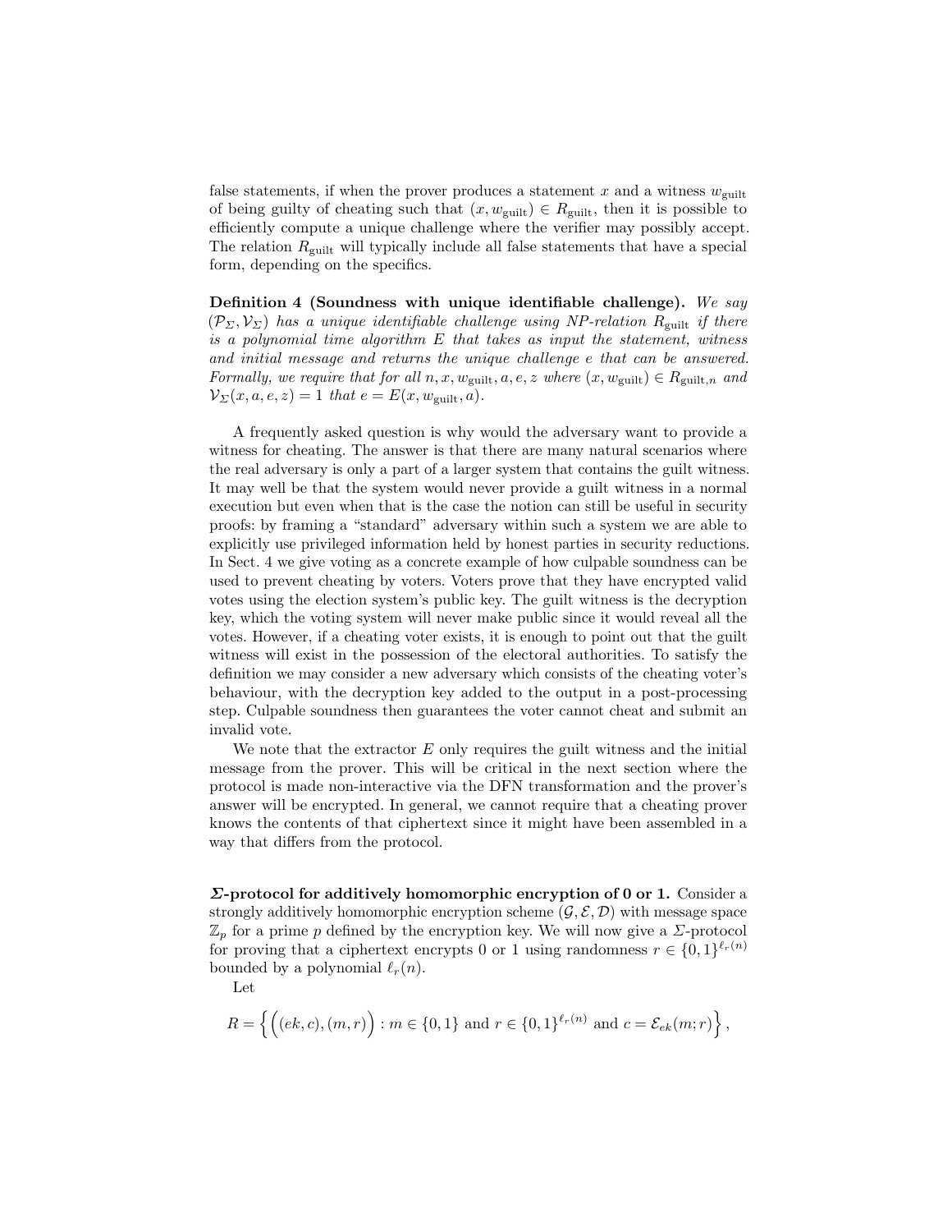false statements, if when the prover produces a statement $x$ and a witness $w_{\text{guilt}}$ of being guilty of cheating such that $(x, w_{\text{guilt}}) \in R_{\text{guilt}}$, then it is possible to efficiently compute a unique challenge where the verifier may possibly accept. The relation $R_{\text{guilt}}$ will typically include all false statements that have a special form, depending on the specifics.

**Definition 4 (Soundness with unique identifiable challenge).** *We say $(\mathcal{P}_\Sigma, \mathcal{V}_\Sigma)$ has a unique identifiable challenge using NP-relation $R_{\text{guilt}}$ if there is a polynomial time algorithm $E$ that takes as input the statement, witness and initial message and returns the unique challenge $e$ that can be answered. Formally, we require that for all $n, x, w_{\text{guilt}}, a, e, z$ where $(x, w_{\text{guilt}}) \in R_{\text{guilt},n}$ and $\mathcal{V}_\Sigma(x, a, e, z) = 1$ that $e = E(x, w_{\text{guilt}}, a)$.*

A frequently asked question is why would the adversary want to provide a witness for cheating. The answer is that there are many natural scenarios where the real adversary is only a part of a larger system that contains the guilt witness. It may well be that the system would never provide a guilt witness in a normal execution but even when that is the case the notion can still be useful in security proofs: by framing a "standard" adversary within such a system we are able to explicitly use privileged information held by honest parties in security reductions. In Sect. 4 we give voting as a concrete example of how culpable soundness can be used to prevent cheating by voters. Voters prove that they have encrypted valid votes using the election system's public key. The guilt witness is the decryption key, which the voting system will never make public since it would reveal all the votes. However, if a cheating voter exists, it is enough to point out that the guilt witness will exist in the possession of the electoral authorities. To satisfy the definition we may consider a new adversary which consists of the cheating voter's behaviour, with the decryption key added to the output in a post-processing step. Culpable soundness then guarantees the voter cannot cheat and submit an invalid vote.

We note that the extractor $E$ only requires the guilt witness and the initial message from the prover. This will be critical in the next section where the protocol is made non-interactive via the DFN transformation and the prover's answer will be encrypted. In general, we cannot require that a cheating prover knows the contents of that ciphertext since it might have been assembled in a way that differs from the protocol.

***Σ*-protocol for additively homomorphic encryption of 0 or 1.** Consider a strongly additively homomorphic encryption scheme $(\mathcal{G}, \mathcal{E}, \mathcal{D})$ with message space $\mathbb{Z}_p$ for a prime $p$ defined by the encryption key. We will now give a $\Sigma$-protocol for proving that a ciphertext encrypts 0 or 1 using randomness $r \in \{0,1\}^{\ell_r(n)}$ bounded by a polynomial $\ell_r(n)$.

Let

$$R = \left\{ \Big( (ek, c), (m, r) \Big) : m \in \{0,1\} \text{ and } r \in \{0,1\}^{\ell_r(n)} \text{ and } c = \mathcal{E}_{ek}(m; r) \right\},$$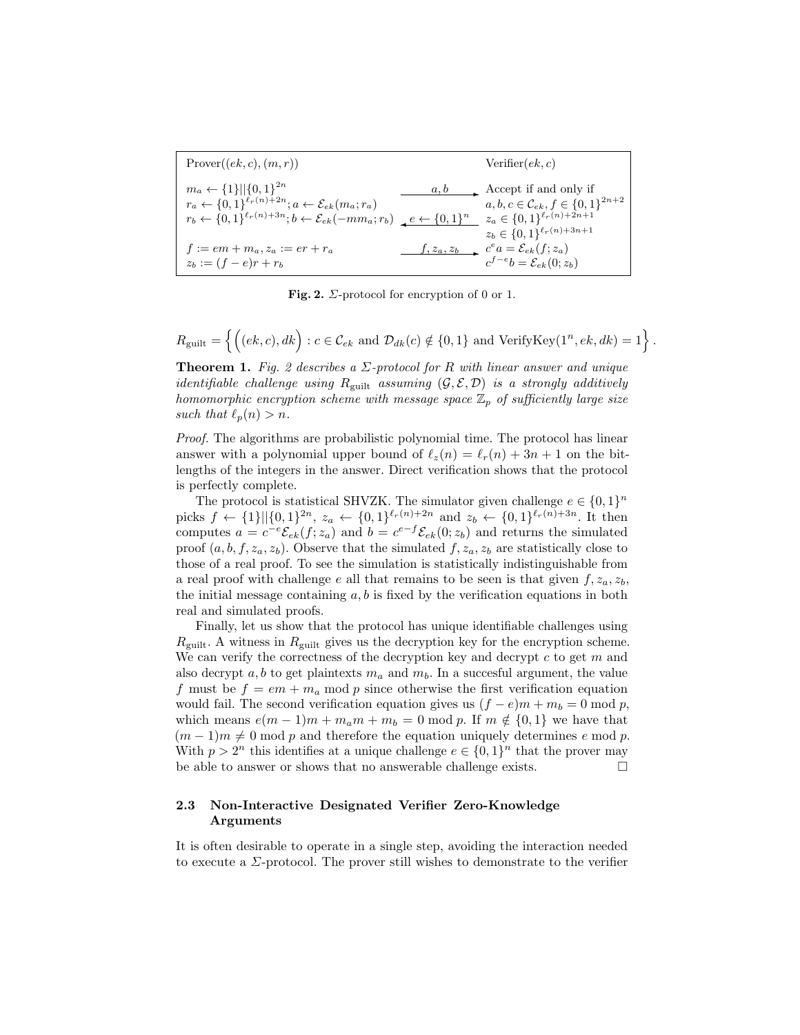| Prover($(ek, c), (m, r)$) | | Verifier($ek, c$) |
|---|---|---|
| $m_a \leftarrow \{1\}\vert\vert\{0,1\}^{2n}$ <br> $r_a \leftarrow \{0,1\}^{\ell_r(n)+2n}; a \leftarrow \mathcal{E}_{ek}(m_a; r_a)$ <br> $r_b \leftarrow \{0,1\}^{\ell_r(n)+3n}; b \leftarrow \mathcal{E}_{ek}(-mm_a; r_b)$ | $\xrightarrow{a, b}$ <br> $\xleftarrow{e \leftarrow \{0,1\}^n}$ | Accept if and only if <br> $a, b, c \in \mathcal{C}_{ek}, f \in \{0,1\}^{2n+2}$ <br> $z_a \in \{0,1\}^{\ell_r(n)+2n+1}$ <br> $z_b \in \{0,1\}^{\ell_r(n)+3n+1}$ |
| $f := em + m_a, z_a := er + r_a$ <br> $z_b := (f - e)r + r_b$ | $\xrightarrow{f, z_a, z_b}$ | $c^e a = \mathcal{E}_{ek}(f; z_a)$ <br> $c^{f-e} b = \mathcal{E}_{ek}(0; z_b)$ |

**Fig. 2.** $\Sigma$-protocol for encryption of 0 or 1.

$$R_{\text{guilt}} = \left\{ \Big( (ek, c), dk \Big) : c \in \mathcal{C}_{ek} \text{ and } \mathcal{D}_{dk}(c) \notin \{0,1\} \text{ and VerifyKey}(1^n, ek, dk) = 1 \right\}.$$

**Theorem 1.** *Fig. 2 describes a $\Sigma$-protocol for $R$ with linear answer and unique identifiable challenge using $R_{\text{guilt}}$ assuming $(\mathcal{G}, \mathcal{E}, \mathcal{D})$ is a strongly additively homomorphic encryption scheme with message space $\mathbb{Z}_p$ of sufficiently large size such that $\ell_p(n) > n$.*

*Proof.* The algorithms are probabilistic polynomial time. The protocol has linear answer with a polynomial upper bound of $\ell_z(n) = \ell_r(n) + 3n + 1$ on the bit-lengths of the integers in the answer. Direct verification shows that the protocol is perfectly complete.

The protocol is statistical SHVZK. The simulator given challenge $e \in \{0,1\}^n$ picks $f \leftarrow \{1\}||\{0,1\}^{2n}$, $z_a \leftarrow \{0,1\}^{\ell_r(n)+2n}$ and $z_b \leftarrow \{0,1\}^{\ell_r(n)+3n}$. It then computes $a = c^{-e}\mathcal{E}_{ek}(f; z_a)$ and $b = c^{e-f}\mathcal{E}_{ek}(0; z_b)$ and returns the simulated proof $(a, b, f, z_a, z_b)$. Observe that the simulated $f, z_a, z_b$ are statistically close to those of a real proof. To see the simulation is statistically indistinguishable from a real proof with challenge $e$ all that remains to be seen is that given $f, z_a, z_b$, the initial message containing $a, b$ is fixed by the verification equations in both real and simulated proofs.

Finally, let us show that the protocol has unique identifiable challenges using $R_{\text{guilt}}$. A witness in $R_{\text{guilt}}$ gives us the decryption key for the encryption scheme. We can verify the correctness of the decryption key and decrypt $c$ to get $m$ and also decrypt $a, b$ to get plaintexts $m_a$ and $m_b$. In a succesful argument, the value $f$ must be $f = em + m_a \bmod p$ since otherwise the first verification equation would fail. The second verification equation gives us $(f - e)m + m_b = 0 \bmod p$, which means $e(m-1)m + m_a m + m_b = 0 \bmod p$. If $m \notin \{0,1\}$ we have that $(m-1)m \neq 0 \bmod p$ and therefore the equation uniquely determines $e \bmod p$. With $p > 2^n$ this identifies at a unique challenge $e \in \{0,1\}^n$ that the prover may be able to answer or shows that no answerable challenge exists. □

### 2.3 Non-Interactive Designated Verifier Zero-Knowledge Arguments

It is often desirable to operate in a single step, avoiding the interaction needed to execute a $\Sigma$-protocol. The prover still wishes to demonstrate to the verifier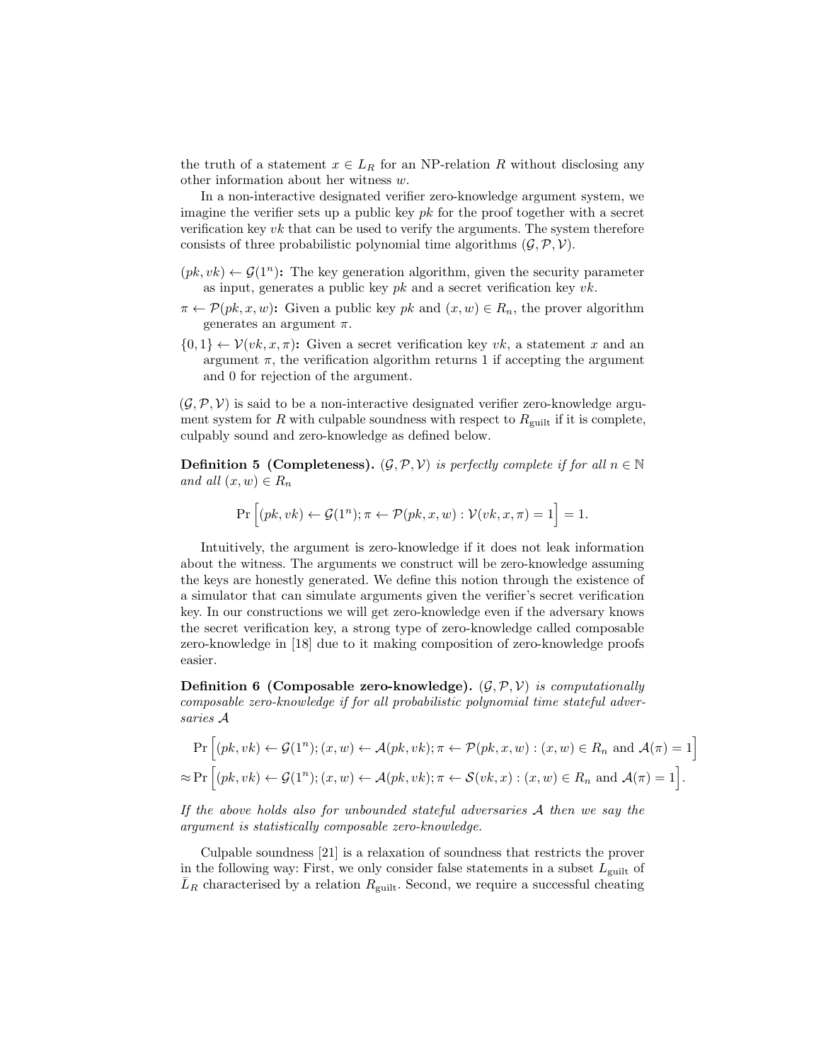the truth of a statement $x \in L_R$ for an NP-relation $R$ without disclosing any other information about her witness $w$.

In a non-interactive designated verifier zero-knowledge argument system, we imagine the verifier sets up a public key $pk$ for the proof together with a secret verification key $vk$ that can be used to verify the arguments. The system therefore consists of three probabilistic polynomial time algorithms $(\mathcal{G}, \mathcal{P}, \mathcal{V})$.

- $(pk, vk) \leftarrow \mathcal{G}(1^n)$**:** The key generation algorithm, given the security parameter as input, generates a public key $pk$ and a secret verification key $vk$.
- $\pi \leftarrow \mathcal{P}(pk, x, w)$**:** Given a public key $pk$ and $(x, w) \in R_n$, the prover algorithm generates an argument $\pi$.
- $\{0,1\} \leftarrow \mathcal{V}(vk, x, \pi)$**:** Given a secret verification key $vk$, a statement $x$ and an argument $\pi$, the verification algorithm returns 1 if accepting the argument and 0 for rejection of the argument.

$(\mathcal{G}, \mathcal{P}, \mathcal{V})$ is said to be a non-interactive designated verifier zero-knowledge argument system for $R$ with culpable soundness with respect to $R_{\text{guilt}}$ if it is complete, culpably sound and zero-knowledge as defined below.

**Definition 5 (Completeness).** *$(\mathcal{G}, \mathcal{P}, \mathcal{V})$ is perfectly complete if for all $n \in \mathbb{N}$ and all $(x, w) \in R_n$*

$$\Pr\Big[(pk, vk) \leftarrow \mathcal{G}(1^n); \pi \leftarrow \mathcal{P}(pk, x, w) : \mathcal{V}(vk, x, \pi) = 1\Big] = 1.$$

Intuitively, the argument is zero-knowledge if it does not leak information about the witness. The arguments we construct will be zero-knowledge assuming the keys are honestly generated. We define this notion through the existence of a simulator that can simulate arguments given the verifier's secret verification key. In our constructions we will get zero-knowledge even if the adversary knows the secret verification key, a strong type of zero-knowledge called composable zero-knowledge in [18] due to it making composition of zero-knowledge proofs easier.

**Definition 6 (Composable zero-knowledge).** *$(\mathcal{G}, \mathcal{P}, \mathcal{V})$ is computationally composable zero-knowledge if for all probabilistic polynomial time stateful adversaries $\mathcal{A}$*

$$\Pr\Big[(pk, vk) \leftarrow \mathcal{G}(1^n); (x, w) \leftarrow \mathcal{A}(pk, vk); \pi \leftarrow \mathcal{P}(pk, x, w) : (x, w) \in R_n \text{ and } \mathcal{A}(\pi) = 1\Big]$$
$$\approx \Pr\Big[(pk, vk) \leftarrow \mathcal{G}(1^n); (x, w) \leftarrow \mathcal{A}(pk, vk); \pi \leftarrow \mathcal{S}(vk, x) : (x, w) \in R_n \text{ and } \mathcal{A}(\pi) = 1\Big].$$

*If the above holds also for unbounded stateful adversaries $\mathcal{A}$ then we say the argument is statistically composable zero-knowledge.*

Culpable soundness [21] is a relaxation of soundness that restricts the prover in the following way: First, we only consider false statements in a subset $L_{\text{guilt}}$ of $\bar{L}_R$ characterised by a relation $R_{\text{guilt}}$. Second, we require a successful cheating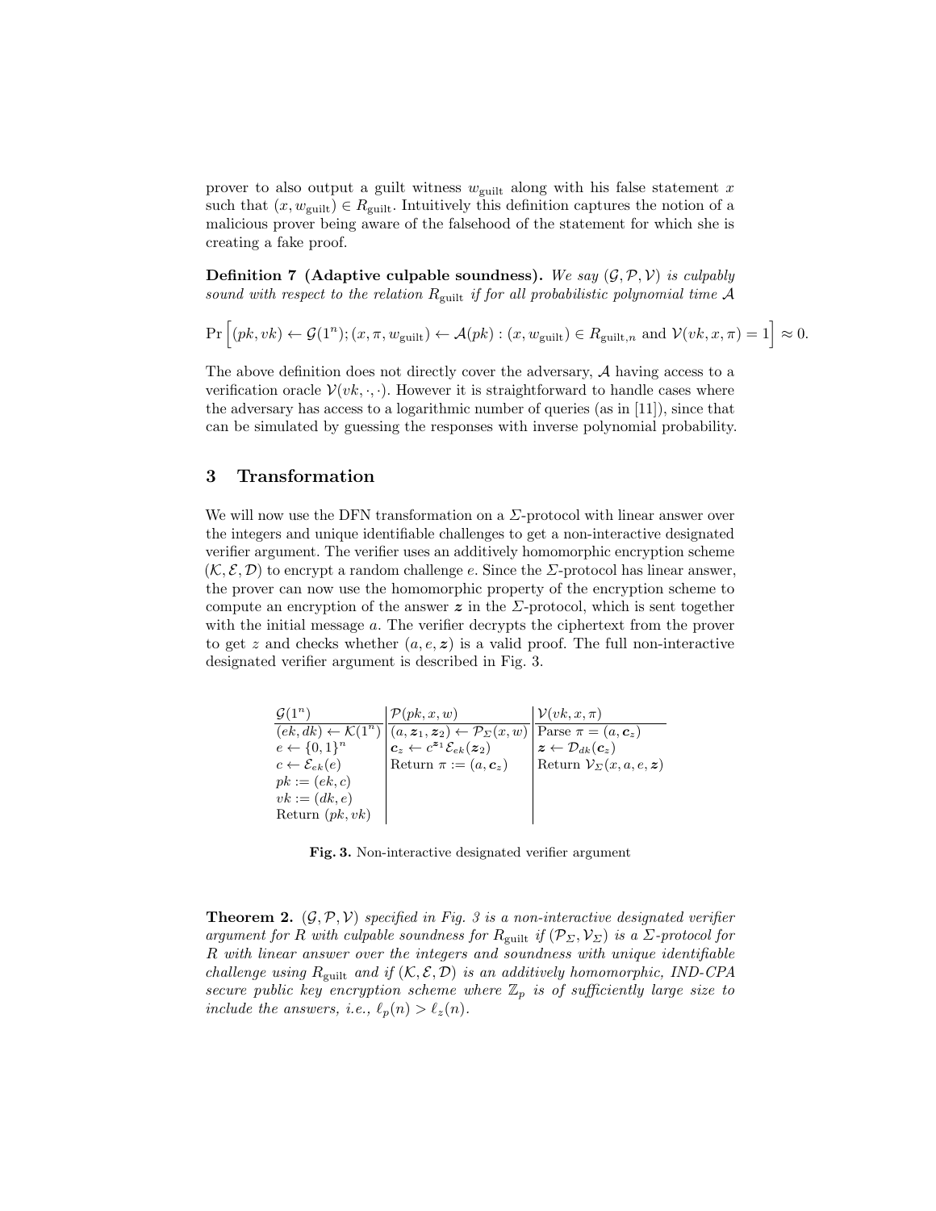prover to also output a guilt witness $w_{\text{guilt}}$ along with his false statement $x$ such that $(x, w_{\text{guilt}}) \in R_{\text{guilt}}$. Intuitively this definition captures the notion of a malicious prover being aware of the falsehood of the statement for which she is creating a fake proof.

**Definition 7 (Adaptive culpable soundness).** *We say $(\mathcal{G}, \mathcal{P}, \mathcal{V})$ is culpably sound with respect to the relation $R_{\text{guilt}}$ if for all probabilistic polynomial time $\mathcal{A}$*

$$\Pr\Big[(pk, vk) \leftarrow \mathcal{G}(1^n); (x, \pi, w_{\text{guilt}}) \leftarrow \mathcal{A}(pk) : (x, w_{\text{guilt}}) \in R_{\text{guilt},n} \text{ and } \mathcal{V}(vk, x, \pi) = 1\Big] \approx 0.$$

The above definition does not directly cover the adversary, $\mathcal{A}$ having access to a verification oracle $\mathcal{V}(vk, \cdot, \cdot)$. However it is straightforward to handle cases where the adversary has access to a logarithmic number of queries (as in [11]), since that can be simulated by guessing the responses with inverse polynomial probability.

## 3 Transformation

We will now use the DFN transformation on a $\Sigma$-protocol with linear answer over the integers and unique identifiable challenges to get a non-interactive designated verifier argument. The verifier uses an additively homomorphic encryption scheme $(\mathcal{K}, \mathcal{E}, \mathcal{D})$ to encrypt a random challenge $e$. Since the $\Sigma$-protocol has linear answer, the prover can now use the homomorphic property of the encryption scheme to compute an encryption of the answer $\boldsymbol{z}$ in the $\Sigma$-protocol, which is sent together with the initial message $a$. The verifier decrypts the ciphertext from the prover to get $z$ and checks whether $(a, e, \boldsymbol{z})$ is a valid proof. The full non-interactive designated verifier argument is described in Fig. 3.

| $\mathcal{G}(1^n)$ | $\mathcal{P}(pk, x, w)$ | $\mathcal{V}(vk, x, \pi)$ |
|---|---|---|
| $(ek, dk) \leftarrow \mathcal{K}(1^n)$ | $(a, \boldsymbol{z}_1, \boldsymbol{z}_2) \leftarrow \mathcal{P}_\Sigma(x, w)$ | Parse $\pi = (a, \boldsymbol{c}_z)$ |
| $e \leftarrow \{0,1\}^n$ | $\boldsymbol{c}_z \leftarrow c^{\boldsymbol{z}_1}\mathcal{E}_{ek}(\boldsymbol{z}_2)$ | $\boldsymbol{z} \leftarrow \mathcal{D}_{dk}(\boldsymbol{c}_z)$ |
| $c \leftarrow \mathcal{E}_{ek}(e)$ | Return $\pi := (a, \boldsymbol{c}_z)$ | Return $\mathcal{V}_\Sigma(x, a, e, \boldsymbol{z})$ |
| $pk := (ek, c)$ | | |
| $vk := (dk, e)$ | | |
| Return $(pk, vk)$ | | |

**Fig. 3.** Non-interactive designated verifier argument

**Theorem 2.** *$(\mathcal{G}, \mathcal{P}, \mathcal{V})$ specified in Fig. 3 is a non-interactive designated verifier argument for $R$ with culpable soundness for $R_{\text{guilt}}$ if $(\mathcal{P}_\Sigma, \mathcal{V}_\Sigma)$ is a $\Sigma$-protocol for $R$ with linear answer over the integers and soundness with unique identifiable challenge using $R_{\text{guilt}}$ and if $(\mathcal{K}, \mathcal{E}, \mathcal{D})$ is an additively homomorphic, IND-CPA secure public key encryption scheme where $\mathbb{Z}_p$ is of sufficiently large size to include the answers, i.e., $\ell_p(n) > \ell_z(n)$.*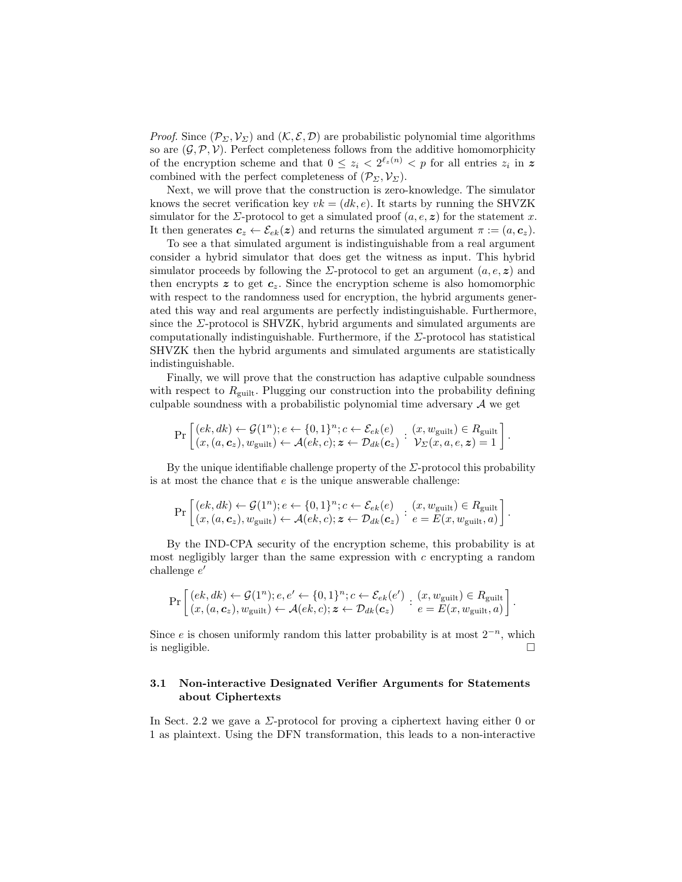*Proof.* Since $(\mathcal{P}_\Sigma, \mathcal{V}_\Sigma)$ and $(\mathcal{K}, \mathcal{E}, \mathcal{D})$ are probabilistic polynomial time algorithms so are $(\mathcal{G}, \mathcal{P}, \mathcal{V})$. Perfect completeness follows from the additive homomorphicity of the encryption scheme and that $0 \leq z_i < 2^{\ell_z(n)} < p$ for all entries $z_i$ in $\boldsymbol{z}$ combined with the perfect completeness of $(\mathcal{P}_\Sigma, \mathcal{V}_\Sigma)$.

Next, we will prove that the construction is zero-knowledge. The simulator knows the secret verification key $vk = (dk, e)$. It starts by running the SHVZK simulator for the $\Sigma$-protocol to get a simulated proof $(a, e, \boldsymbol{z})$ for the statement $x$. It then generates $\boldsymbol{c}_z \leftarrow \mathcal{E}_{ek}(\boldsymbol{z})$ and returns the simulated argument $\pi := (a, \boldsymbol{c}_z)$.

To see a that simulated argument is indistinguishable from a real argument consider a hybrid simulator that does get the witness as input. This hybrid simulator proceeds by following the $\Sigma$-protocol to get an argument $(a, e, \boldsymbol{z})$ and then encrypts $\boldsymbol{z}$ to get $\boldsymbol{c}_z$. Since the encryption scheme is also homomorphic with respect to the randomness used for encryption, the hybrid arguments generated this way and real arguments are perfectly indistinguishable. Furthermore, since the $\Sigma$-protocol is SHVZK, hybrid arguments and simulated arguments are computationally indistinguishable. Furthermore, if the $\Sigma$-protocol has statistical SHVZK then the hybrid arguments and simulated arguments are statistically indistinguishable.

Finally, we will prove that the construction has adaptive culpable soundness with respect to $R_{\text{guilt}}$. Plugging our construction into the probability defining culpable soundness with a probabilistic polynomial time adversary $\mathcal{A}$ we get

$$\Pr\left[\begin{matrix}(ek, dk) \leftarrow \mathcal{G}(1^n); e \leftarrow \{0,1\}^n; c \leftarrow \mathcal{E}_{ek}(e) \\ (x, (a, \boldsymbol{c}_z), w_{\text{guilt}}) \leftarrow \mathcal{A}(ek, c); \boldsymbol{z} \leftarrow \mathcal{D}_{dk}(\boldsymbol{c}_z)\end{matrix} : \begin{matrix}(x, w_{\text{guilt}}) \in R_{\text{guilt}} \\ \mathcal{V}_\Sigma(x, a, e, \boldsymbol{z}) = 1\end{matrix}\right].$$

By the unique identifiable challenge property of the $\Sigma$-protocol this probability is at most the chance that $e$ is the unique answerable challenge:

$$\Pr\left[\begin{matrix}(ek, dk) \leftarrow \mathcal{G}(1^n); e \leftarrow \{0,1\}^n; c \leftarrow \mathcal{E}_{ek}(e) \\ (x, (a, \boldsymbol{c}_z), w_{\text{guilt}}) \leftarrow \mathcal{A}(ek, c); \boldsymbol{z} \leftarrow \mathcal{D}_{dk}(\boldsymbol{c}_z)\end{matrix} : \begin{matrix}(x, w_{\text{guilt}}) \in R_{\text{guilt}} \\ e = E(x, w_{\text{guilt}}, a)\end{matrix}\right].$$

By the IND-CPA security of the encryption scheme, this probability is at most negligibly larger than the same expression with $c$ encrypting a random challenge $e'$

$$\Pr\left[\begin{matrix}(ek, dk) \leftarrow \mathcal{G}(1^n); e, e' \leftarrow \{0,1\}^n; c \leftarrow \mathcal{E}_{ek}(e') \\ (x, (a, \boldsymbol{c}_z), w_{\text{guilt}}) \leftarrow \mathcal{A}(ek, c); \boldsymbol{z} \leftarrow \mathcal{D}_{dk}(\boldsymbol{c}_z)\end{matrix} : \begin{matrix}(x, w_{\text{guilt}}) \in R_{\text{guilt}} \\ e = E(x, w_{\text{guilt}}, a)\end{matrix}\right].$$

Since $e$ is chosen uniformly random this latter probability is at most $2^{-n}$, which is negligible. □

### 3.1 Non-interactive Designated Verifier Arguments for Statements about Ciphertexts

In Sect. 2.2 we gave a $\Sigma$-protocol for proving a ciphertext having either 0 or 1 as plaintext. Using the DFN transformation, this leads to a non-interactive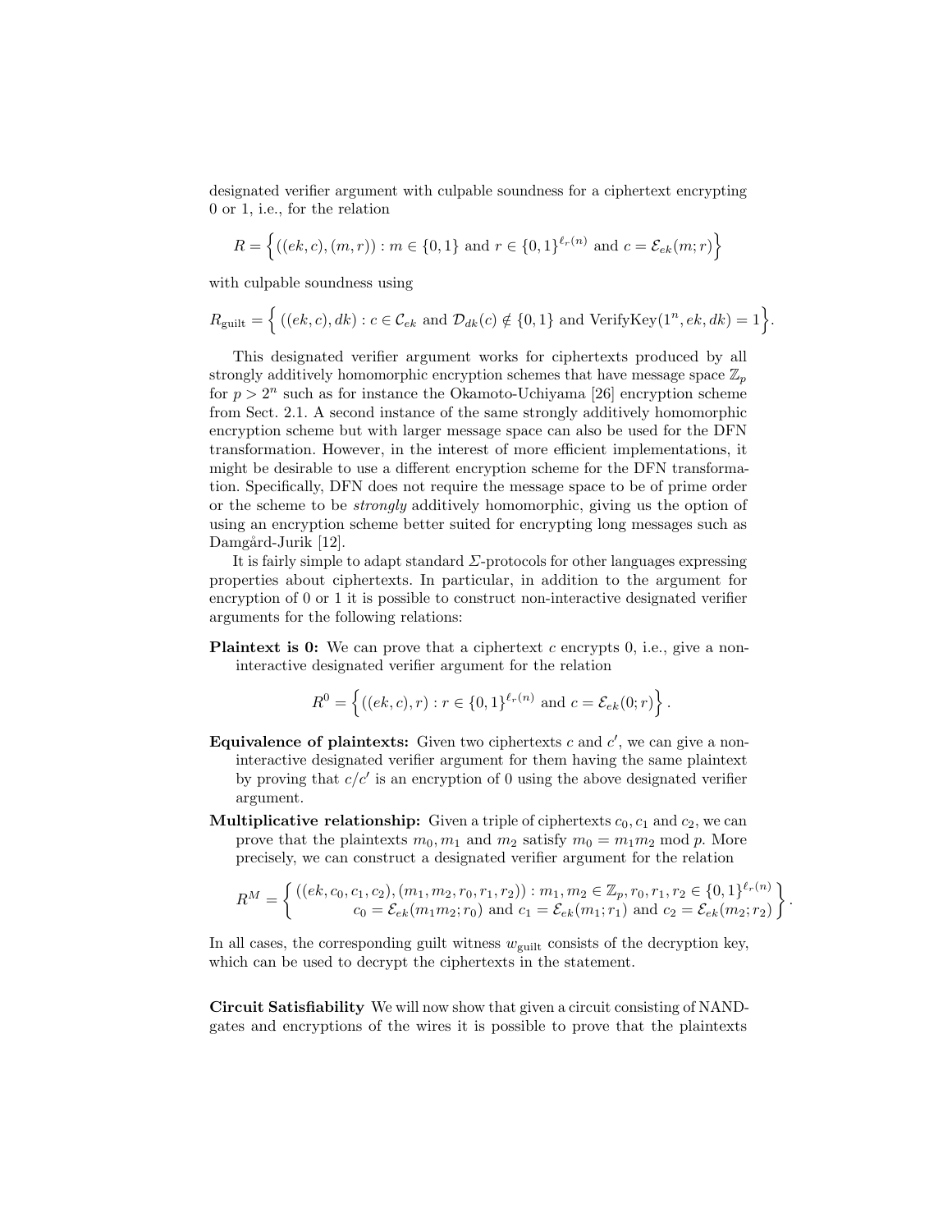designated verifier argument with culpable soundness for a ciphertext encrypting 0 or 1, i.e., for the relation

$$R = \Big\{ ((ek, c), (m, r)) : m \in \{0,1\} \text{ and } r \in \{0,1\}^{\ell_r(n)} \text{ and } c = \mathcal{E}_{ek}(m; r) \Big\}$$

with culpable soundness using

$$R_{\text{guilt}} = \Big\{ \ ((ek, c), dk) : c \in \mathcal{C}_{ek} \text{ and } \mathcal{D}_{dk}(c) \notin \{0,1\} \text{ and VerifyKey}(1^n, ek, dk) = 1 \Big\}.$$

This designated verifier argument works for ciphertexts produced by all strongly additively homomorphic encryption schemes that have message space $\mathbb{Z}_p$ for $p > 2^n$ such as for instance the Okamoto-Uchiyama [26] encryption scheme from Sect. 2.1. A second instance of the same strongly additively homomorphic encryption scheme but with larger message space can also be used for the DFN transformation. However, in the interest of more efficient implementations, it might be desirable to use a different encryption scheme for the DFN transformation. Specifically, DFN does not require the message space to be of prime order or the scheme to be *strongly* additively homomorphic, giving us the option of using an encryption scheme better suited for encrypting long messages such as Damgård-Jurik [12].

It is fairly simple to adapt standard $\Sigma$-protocols for other languages expressing properties about ciphertexts. In particular, in addition to the argument for encryption of 0 or 1 it is possible to construct non-interactive designated verifier arguments for the following relations:

**Plaintext is 0:** We can prove that a ciphertext $c$ encrypts 0, i.e., give a non-interactive designated verifier argument for the relation

$$R^0 = \Big\{ ((ek, c), r) : r \in \{0,1\}^{\ell_r(n)} \text{ and } c = \mathcal{E}_{ek}(0; r) \Big\}.$$

**Equivalence of plaintexts:** Given two ciphertexts $c$ and $c'$, we can give a non-interactive designated verifier argument for them having the same plaintext by proving that $c/c'$ is an encryption of 0 using the above designated verifier argument.

**Multiplicative relationship:** Given a triple of ciphertexts $c_0, c_1$ and $c_2$, we can prove that the plaintexts $m_0, m_1$ and $m_2$ satisfy $m_0 = m_1 m_2 \bmod p$. More precisely, we can construct a designated verifier argument for the relation

$$R^M = \left\{ \begin{array}{c} ((ek, c_0, c_1, c_2), (m_1, m_2, r_0, r_1, r_2)) : m_1, m_2 \in \mathbb{Z}_p, r_0, r_1, r_2 \in \{0,1\}^{\ell_r(n)} \\ c_0 = \mathcal{E}_{ek}(m_1 m_2; r_0) \text{ and } c_1 = \mathcal{E}_{ek}(m_1; r_1) \text{ and } c_2 = \mathcal{E}_{ek}(m_2; r_2) \end{array} \right\}.$$

In all cases, the corresponding guilt witness $w_{\text{guilt}}$ consists of the decryption key, which can be used to decrypt the ciphertexts in the statement.

**Circuit Satisfiability** We will now show that given a circuit consisting of NAND-gates and encryptions of the wires it is possible to prove that the plaintexts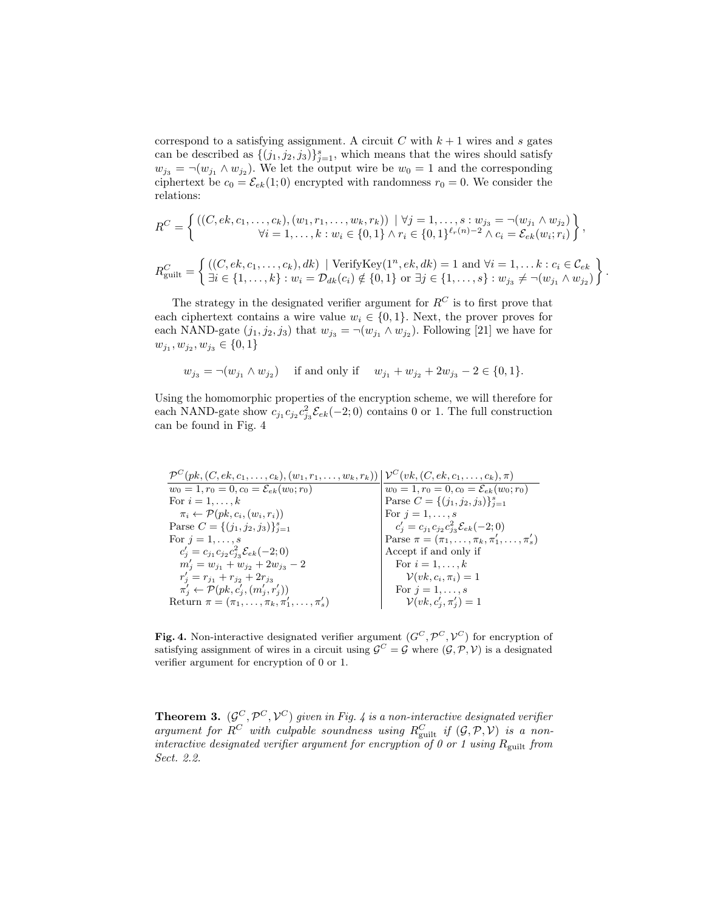correspond to a satisfying assignment. A circuit $C$ with $k+1$ wires and $s$ gates can be described as $\{(j_1, j_2, j_3)\}_{j=1}^{s}$, which means that the wires should satisfy $w_{j_3} = \neg(w_{j_1} \wedge w_{j_2})$. We let the output wire be $w_0 = 1$ and the corresponding ciphertext be $c_0 = \mathcal{E}_{ek}(1; 0)$ encrypted with randomness $r_0 = 0$. We consider the relations:

$$R^C = \left\{ \begin{array}{c} ((C, ek, c_1, \ldots, c_k), (w_1, r_1, \ldots, w_k, r_k)) \mid \forall j = 1, \ldots, s : w_{j_3} = \neg(w_{j_1} \wedge w_{j_2}) \\ \forall i = 1, \ldots, k : w_i \in \{0,1\} \wedge r_i \in \{0,1\}^{\ell_r(n)-2} \wedge c_i = \mathcal{E}_{ek}(w_i; r_i) \end{array} \right\},$$

$$R^C_{\text{guilt}} = \left\{ \begin{array}{l} ((C, ek, c_1, \ldots, c_k), dk) \mid \text{VerifyKey}(1^n, ek, dk) = 1 \text{ and } \forall i = 1, \ldots k : c_i \in \mathcal{C}_{ek} \\ \exists i \in \{1, \ldots, k\} : w_i = \mathcal{D}_{dk}(c_i) \notin \{0,1\} \text{ or } \exists j \in \{1, \ldots, s\} : w_{j_3} \neq \neg(w_{j_1} \wedge w_{j_2}) \end{array} \right\}.$$

The strategy in the designated verifier argument for $R^C$ is to first prove that each ciphertext contains a wire value $w_i \in \{0,1\}$. Next, the prover proves for each NAND-gate $(j_1, j_2, j_3)$ that $w_{j_3} = \neg(w_{j_1} \wedge w_{j_2})$. Following [21] we have for $w_{j_1}, w_{j_2}, w_{j_3} \in \{0,1\}$

$$w_{j_3} = \neg(w_{j_1} \wedge w_{j_2}) \quad \text{ if and only if } \quad w_{j_1} + w_{j_2} + 2w_{j_3} - 2 \in \{0,1\}.$$

Using the homomorphic properties of the encryption scheme, we will therefore for each NAND-gate show $c_{j_1} c_{j_2} c_{j_3}^2 \mathcal{E}_{ek}(-2; 0)$ contains 0 or 1. The full construction can be found in Fig. 4

| $\mathcal{P}^C(pk, (C, ek, c_1, \ldots, c_k), (w_1, r_1, \ldots, w_k, r_k))$ | $\mathcal{V}^C(vk, (C, ek, c_1, \ldots, c_k), \pi)$ |
|---|---|
| $w_0 = 1, r_0 = 0, c_0 = \mathcal{E}_{ek}(w_0; r_0)$ | $w_0 = 1, r_0 = 0, c_0 = \mathcal{E}_{ek}(w_0; r_0)$ |
| For $i = 1, \ldots, k$ | Parse $C = \{(j_1, j_2, j_3)\}_{j=1}^{s}$ |
| $\quad \pi_i \leftarrow \mathcal{P}(pk, c_i, (w_i, r_i))$ | For $j = 1, \ldots, s$ |
| Parse $C = \{(j_1, j_2, j_3)\}_{j=1}^{s}$ | $\quad c'_j = c_{j_1} c_{j_2} c_{j_3}^2 \mathcal{E}_{ek}(-2; 0)$ |
| For $j = 1, \ldots, s$ | Parse $\pi = (\pi_1, \ldots, \pi_k, \pi'_1, \ldots, \pi'_s)$ |
| $\quad c'_j = c_{j_1} c_{j_2} c_{j_3}^2 \mathcal{E}_{ek}(-2; 0)$ | Accept if and only if |
| $\quad m'_j = w_{j_1} + w_{j_2} + 2w_{j_3} - 2$ | $\quad$ For $i = 1, \ldots, k$ |
| $\quad r'_j = r_{j_1} + r_{j_2} + 2r_{j_3}$ | $\quad\quad \mathcal{V}(vk, c_i, \pi_i) = 1$ |
| $\quad \pi'_j \leftarrow \mathcal{P}(pk, c'_j, (m'_j, r'_j))$ | $\quad$ For $j = 1, \ldots, s$ |
| Return $\pi = (\pi_1, \ldots, \pi_k, \pi'_1, \ldots, \pi'_s)$ | $\quad\quad \mathcal{V}(vk, c'_j, \pi'_j) = 1$ |

**Fig. 4.** Non-interactive designated verifier argument $(G^C, \mathcal{P}^C, \mathcal{V}^C)$ for encryption of satisfying assignment of wires in a circuit using $\mathcal{G}^C = \mathcal{G}$ where $(\mathcal{G}, \mathcal{P}, \mathcal{V})$ is a designated verifier argument for encryption of 0 or 1.

**Theorem 3.** *$(\mathcal{G}^C, \mathcal{P}^C, \mathcal{V}^C)$ given in Fig. 4 is a non-interactive designated verifier argument for $R^C$ with culpable soundness using $R^C_{\text{guilt}}$ if $(\mathcal{G}, \mathcal{P}, \mathcal{V})$ is a non-interactive designated verifier argument for encryption of 0 or 1 using $R_{\text{guilt}}$ from Sect. 2.2.*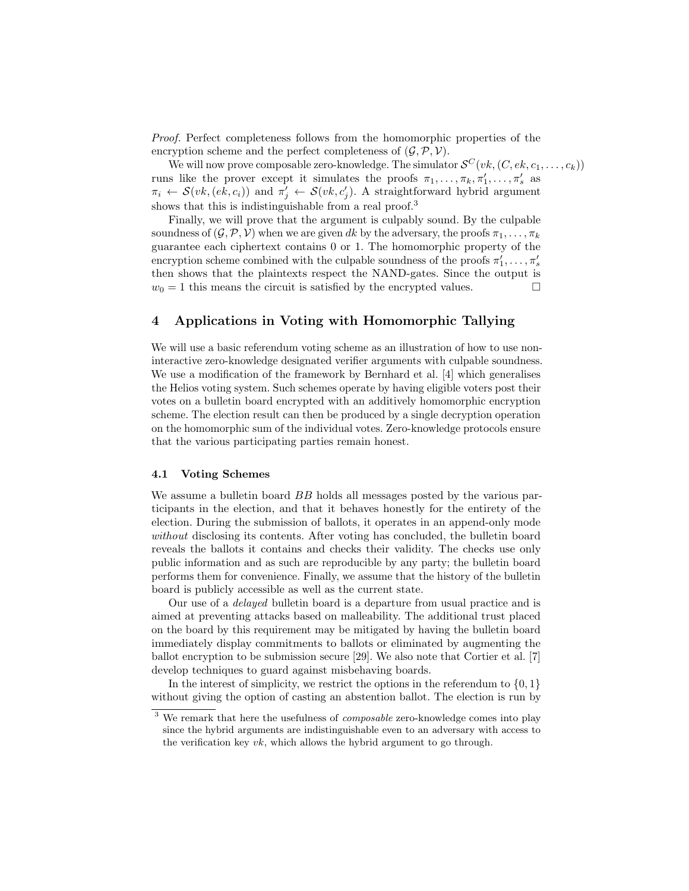*Proof.* Perfect completeness follows from the homomorphic properties of the encryption scheme and the perfect completeness of $(\mathcal{G}, \mathcal{P}, \mathcal{V})$.

We will now prove composable zero-knowledge. The simulator $\mathcal{S}^C(vk, (C, ek, c_1, \ldots, c_k))$ runs like the prover except it simulates the proofs $\pi_1, \ldots, \pi_k, \pi'_1, \ldots, \pi'_s$ as $\pi_i \leftarrow \mathcal{S}(vk, (ek, c_i))$ and $\pi'_j \leftarrow \mathcal{S}(vk, c'_j)$. A straightforward hybrid argument shows that this is indistinguishable from a real proof.[3]

Finally, we will prove that the argument is culpably sound. By the culpable soundness of $(\mathcal{G}, \mathcal{P}, \mathcal{V})$ when we are given $dk$ by the adversary, the proofs $\pi_1, \ldots, \pi_k$ guarantee each ciphertext contains 0 or 1. The homomorphic property of the encryption scheme combined with the culpable soundness of the proofs $\pi'_1, \ldots, \pi'_s$ then shows that the plaintexts respect the NAND-gates. Since the output is $w_0 = 1$ this means the circuit is satisfied by the encrypted values. □

## 4 Applications in Voting with Homomorphic Tallying

We will use a basic referendum voting scheme as an illustration of how to use non-interactive zero-knowledge designated verifier arguments with culpable soundness. We use a modification of the framework by Bernhard et al. [4] which generalises the Helios voting system. Such schemes operate by having eligible voters post their votes on a bulletin board encrypted with an additively homomorphic encryption scheme. The election result can then be produced by a single decryption operation on the homomorphic sum of the individual votes. Zero-knowledge protocols ensure that the various participating parties remain honest.

### 4.1 Voting Schemes

We assume a bulletin board $BB$ holds all messages posted by the various participants in the election, and that it behaves honestly for the entirety of the election. During the submission of ballots, it operates in an append-only mode *without* disclosing its contents. After voting has concluded, the bulletin board reveals the ballots it contains and checks their validity. The checks use only public information and as such are reproducible by any party; the bulletin board performs them for convenience. Finally, we assume that the history of the bulletin board is publicly accessible as well as the current state.

Our use of a *delayed* bulletin board is a departure from usual practice and is aimed at preventing attacks based on malleability. The additional trust placed on the board by this requirement may be mitigated by having the bulletin board immediately display commitments to ballots or eliminated by augmenting the ballot encryption to be submission secure [29]. We also note that Cortier et al. [7] develop techniques to guard against misbehaving boards.

In the interest of simplicity, we restrict the options in the referendum to $\{0, 1\}$ without giving the option of casting an abstention ballot. The election is run by

[3] We remark that here the usefulness of *composable* zero-knowledge comes into play since the hybrid arguments are indistinguishable even to an adversary with access to the verification key $vk$, which allows the hybrid argument to go through.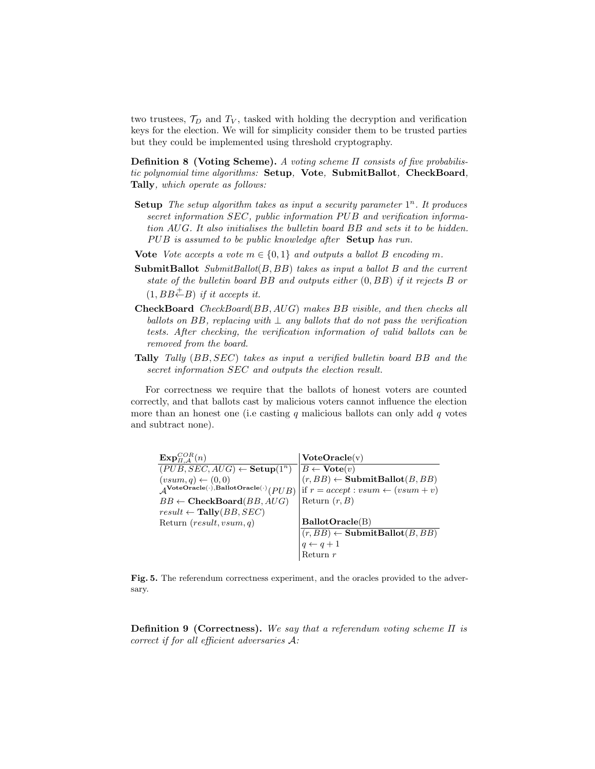two trustees, $\mathcal{T}_D$ and $T_V$, tasked with holding the decryption and verification keys for the election. We will for simplicity consider them to be trusted parties but they could be implemented using threshold cryptography.

**Definition 8 (Voting Scheme).** *A voting scheme $\Pi$ consists of five probabilistic polynomial time algorithms:* **Setup**, **Vote**, **SubmitBallot**, **CheckBoard**, **Tally**, *which operate as follows:*

- **Setup** *The setup algorithm takes as input a security parameter $1^n$. It produces secret information SEC, public information PUB and verification information AUG. It also initialises the bulletin board BB and sets it to be hidden. PUB is assumed to be public knowledge after* **Setup** *has run.*
- **Vote** *Vote accepts a vote $m \in \{0,1\}$ and outputs a ballot $B$ encoding $m$.*
- **SubmitBallot** *SubmitBallot$(B, BB)$ takes as input a ballot $B$ and the current state of the bulletin board BB and outputs either $(0, BB)$ if it rejects $B$ or $(1, BB \stackrel{+}{\leftarrow} B)$ if it accepts it.*
- **CheckBoard** *CheckBoard$(BB, AUG)$ makes BB visible, and then checks all ballots on BB, replacing with $\perp$ any ballots that do not pass the verification tests. After checking, the verification information of valid ballots can be removed from the board.*
- **Tally** *Tally $(BB, SEC)$ takes as input a verified bulletin board BB and the secret information SEC and outputs the election result.*

For correctness we require that the ballots of honest voters are counted correctly, and that ballots cast by malicious voters cannot influence the election more than an honest one (i.e casting $q$ malicious ballots can only add $q$ votes and subtract none).

| $\mathbf{Exp}^{COR}_{\Pi,\mathcal{A}}(n)$ | $\mathbf{VoteOracle}(v)$ |
|---|---|
| $(PUB, SEC, AUG) \leftarrow \mathbf{Setup}(1^n)$ | $B \leftarrow \mathbf{Vote}(v)$ |
| $(vsum, q) \leftarrow (0, 0)$ | $(r, BB) \leftarrow \mathbf{SubmitBallot}(B, BB)$ |
| $\mathcal{A}^{\mathbf{VoteOracle}(\cdot),\mathbf{BallotOracle}(\cdot)}(PUB)$ | if $r = accept : vsum \leftarrow (vsum + v)$ |
| $BB \leftarrow \mathbf{CheckBoard}(BB, AUG)$ | Return $(r, B)$ |
| $result \leftarrow \mathbf{Tally}(BB, SEC)$ | |
| Return $(result, vsum, q)$ | $\mathbf{BallotOracle}(B)$ |
| | $(r, BB) \leftarrow \mathbf{SubmitBallot}(B, BB)$ |
| | $q \leftarrow q + 1$ |
| | Return $r$ |

**Fig. 5.** The referendum correctness experiment, and the oracles provided to the adversary.

**Definition 9 (Correctness).** *We say that a referendum voting scheme $\Pi$ is correct if for all efficient adversaries $\mathcal{A}$:*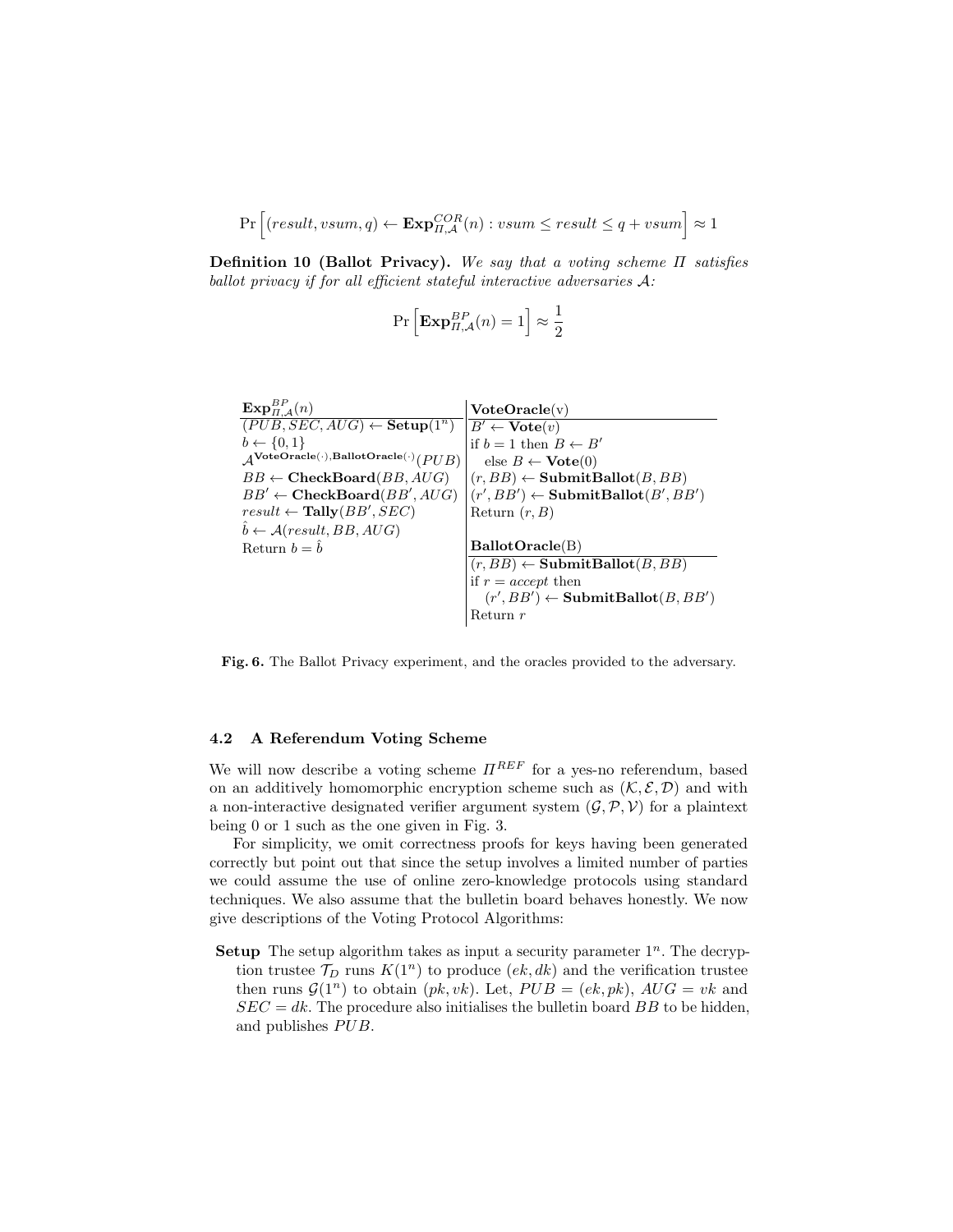$$\Pr\left[(result, vsum, q) \leftarrow \mathbf{Exp}^{COR}_{\Pi,\mathcal{A}}(n) : vsum \leq result \leq q + vsum\right] \approx 1$$

**Definition 10 (Ballot Privacy).** *We say that a voting scheme $\Pi$ satisfies ballot privacy if for all efficient stateful interactive adversaries $\mathcal{A}$:*

$$\Pr\left[\mathbf{Exp}^{BP}_{\Pi,\mathcal{A}}(n) = 1\right] \approx \frac{1}{2}$$

| $\mathbf{Exp}^{BP}_{\Pi,\mathcal{A}}(n)$ | $\mathbf{VoteOracle}(v)$ |
|---|---|
| $(PUB, SEC, AUG) \leftarrow \mathbf{Setup}(1^n)$ | $B' \leftarrow \mathbf{Vote}(v)$ |
| $b \leftarrow \{0,1\}$ | if $b = 1$ then $B \leftarrow B'$ |
| $\mathcal{A}^{\mathbf{VoteOracle}(\cdot),\mathbf{BallotOracle}(\cdot)}(PUB)$ | else $B \leftarrow \mathbf{Vote}(0)$ |
| $BB \leftarrow \mathbf{CheckBoard}(BB, AUG)$ | $(r, BB) \leftarrow \mathbf{SubmitBallot}(B, BB)$ |
| $BB' \leftarrow \mathbf{CheckBoard}(BB', AUG)$ | $(r', BB') \leftarrow \mathbf{SubmitBallot}(B', BB')$ |
| $result \leftarrow \mathbf{Tally}(BB', SEC)$ | Return $(r, B)$ |
| $\hat{b} \leftarrow \mathcal{A}(result, BB, AUG)$ | |
| Return $b = \hat{b}$ | $\mathbf{BallotOracle}(B)$ |
| | $(r, BB) \leftarrow \mathbf{SubmitBallot}(B, BB)$ |
| | if $r = accept$ then |
| | $(r', BB') \leftarrow \mathbf{SubmitBallot}(B, BB')$ |
| | Return $r$ |

**Fig. 6.** The Ballot Privacy experiment, and the oracles provided to the adversary.

### 4.2 A Referendum Voting Scheme

We will now describe a voting scheme $\Pi^{REF}$ for a yes-no referendum, based on an additively homomorphic encryption scheme such as $(\mathcal{K}, \mathcal{E}, \mathcal{D})$ and with a non-interactive designated verifier argument system $(\mathcal{G}, \mathcal{P}, \mathcal{V})$ for a plaintext being 0 or 1 such as the one given in Fig. 3.

For simplicity, we omit correctness proofs for keys having been generated correctly but point out that since the setup involves a limited number of parties we could assume the use of online zero-knowledge protocols using standard techniques. We also assume that the bulletin board behaves honestly. We now give descriptions of the Voting Protocol Algorithms:

**Setup** The setup algorithm takes as input a security parameter $1^n$. The decryption trustee $\mathcal{T}_D$ runs $K(1^n)$ to produce $(ek, dk)$ and the verification trustee then runs $\mathcal{G}(1^n)$ to obtain $(pk, vk)$. Let, $PUB = (ek, pk)$, $AUG = vk$ and $SEC = dk$. The procedure also initialises the bulletin board $BB$ to be hidden, and publishes $PUB$.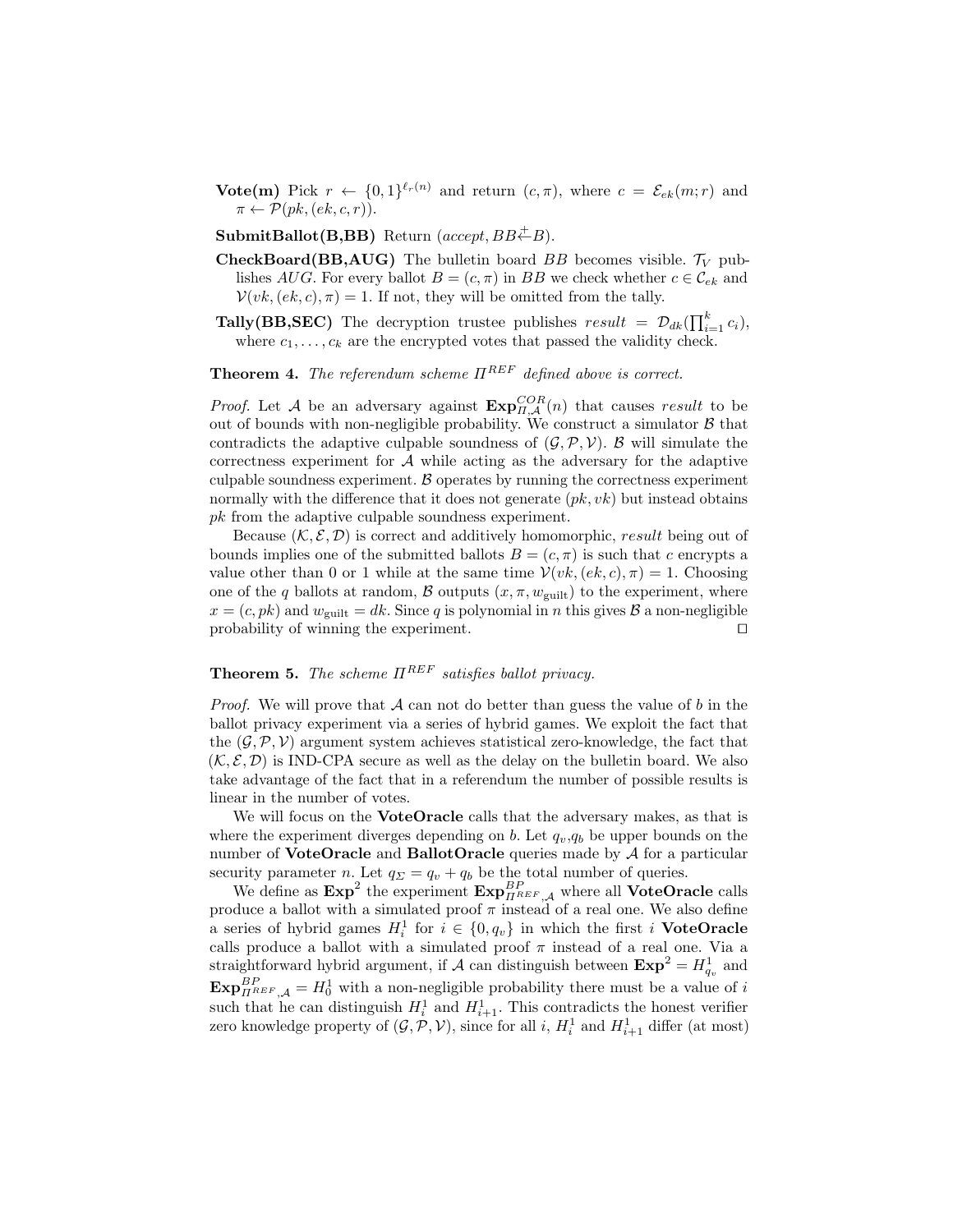**Vote(m)** Pick $r \leftarrow \{0,1\}^{\ell_r(n)}$ and return $(c, \pi)$, where $c = \mathcal{E}_{ek}(m; r)$ and $\pi \leftarrow \mathcal{P}(pk, (ek, c, r))$.

**SubmitBallot(B,BB)** Return $(accept, BB \stackrel{+}{\leftarrow} B)$.

**CheckBoard(BB,AUG)** The bulletin board $BB$ becomes visible. $\mathcal{T}_V$ publishes $AUG$. For every ballot $B = (c, \pi)$ in $BB$ we check whether $c \in \mathcal{C}_{ek}$ and $\mathcal{V}(vk, (ek, c), \pi) = 1$. If not, they will be omitted from the tally.

**Tally(BB,SEC)** The decryption trustee publishes $result = \mathcal{D}_{dk}(\prod_{i=1}^{k} c_i)$, where $c_1, \ldots, c_k$ are the encrypted votes that passed the validity check.

**Theorem 4.** *The referendum scheme $\Pi^{REF}$ defined above is correct.*

*Proof.* Let $\mathcal{A}$ be an adversary against $\mathbf{Exp}^{COR}_{\Pi,\mathcal{A}}(n)$ that causes $result$ to be out of bounds with non-negligible probability. We construct a simulator $\mathcal{B}$ that contradicts the adaptive culpable soundness of $(\mathcal{G}, \mathcal{P}, \mathcal{V})$. $\mathcal{B}$ will simulate the correctness experiment for $\mathcal{A}$ while acting as the adversary for the adaptive culpable soundness experiment. $\mathcal{B}$ operates by running the correctness experiment normally with the difference that it does not generate $(pk, vk)$ but instead obtains $pk$ from the adaptive culpable soundness experiment.

Because $(\mathcal{K}, \mathcal{E}, \mathcal{D})$ is correct and additively homomorphic, $result$ being out of bounds implies one of the submitted ballots $B = (c, \pi)$ is such that $c$ encrypts a value other than 0 or 1 while at the same time $\mathcal{V}(vk, (ek, c), \pi) = 1$. Choosing one of the $q$ ballots at random, $\mathcal{B}$ outputs $(x, \pi, w_{\text{guilt}})$ to the experiment, where $x = (c, pk)$ and $w_{\text{guilt}} = dk$. Since $q$ is polynomial in $n$ this gives $\mathcal{B}$ a non-negligible probability of winning the experiment. $\square$

**Theorem 5.** *The scheme $\Pi^{REF}$ satisfies ballot privacy.*

*Proof.* We will prove that $\mathcal{A}$ can not do better than guess the value of $b$ in the ballot privacy experiment via a series of hybrid games. We exploit the fact that the $(\mathcal{G}, \mathcal{P}, \mathcal{V})$ argument system achieves statistical zero-knowledge, the fact that $(\mathcal{K}, \mathcal{E}, \mathcal{D})$ is IND-CPA secure as well as the delay on the bulletin board. We also take advantage of the fact that in a referendum the number of possible results is linear in the number of votes.

We will focus on the **VoteOracle** calls that the adversary makes, as that is where the experiment diverges depending on $b$. Let $q_v$,$q_b$ be upper bounds on the number of **VoteOracle** and **BallotOracle** queries made by $\mathcal{A}$ for a particular security parameter $n$. Let $q_\Sigma = q_v + q_b$ be the total number of queries.

We define as $\mathbf{Exp}^2$ the experiment $\mathbf{Exp}^{BP}_{\Pi^{REF},\mathcal{A}}$ where all **VoteOracle** calls produce a ballot with a simulated proof $\pi$ instead of a real one. We also define a series of hybrid games $H^1_i$ for $i \in \{0, q_v\}$ in which the first $i$ **VoteOracle** calls produce a ballot with a simulated proof $\pi$ instead of a real one. Via a straightforward hybrid argument, if $\mathcal{A}$ can distinguish between $\mathbf{Exp}^2 = H^1_{q_v}$ and $\mathbf{Exp}^{BP}_{\Pi^{REF},\mathcal{A}} = H^1_0$ with a non-negligible probability there must be a value of $i$ such that he can distinguish $H^1_i$ and $H^1_{i+1}$. This contradicts the honest verifier zero knowledge property of $(\mathcal{G}, \mathcal{P}, \mathcal{V})$, since for all $i$, $H^1_i$ and $H^1_{i+1}$ differ (at most)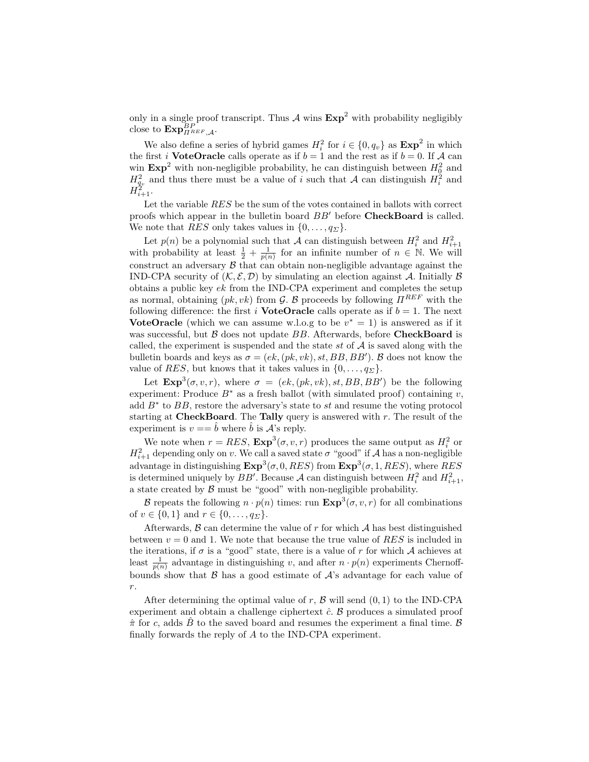only in a single proof transcript. Thus $\mathcal{A}$ wins $\mathbf{Exp}^2$ with probability negligibly close to $\mathbf{Exp}^{BP}_{\Pi^{REF},\mathcal{A}}$.

We also define a series of hybrid games $H^2_i$ for $i \in \{0, q_v\}$ as $\mathbf{Exp}^2$ in which the first $i$ **VoteOracle** calls operate as if $b = 1$ and the rest as if $b = 0$. If $\mathcal{A}$ can win $\mathbf{Exp}^2$ with non-negligible probability, he can distinguish between $H^2_0$ and $H^2_{q_v}$ and thus there must be a value of $i$ such that $\mathcal{A}$ can distinguish $H^2_i$ and $H^2_{i+1}$.

Let the variable $RES$ be the sum of the votes contained in ballots with correct proofs which appear in the bulletin board $BB'$ before **CheckBoard** is called. We note that $RES$ only takes values in $\{0, \ldots, q_\Sigma\}$.

Let $p(n)$ be a polynomial such that $\mathcal{A}$ can distinguish between $H^2_i$ and $H^2_{i+1}$ with probability at least $\frac{1}{2} + \frac{1}{p(n)}$ for an infinite number of $n \in \mathbb{N}$. We will construct an adversary $\mathcal{B}$ that can obtain non-negligible advantage against the IND-CPA security of $(\mathcal{K}, \mathcal{E}, \mathcal{D})$ by simulating an election against $\mathcal{A}$. Initially $\mathcal{B}$ obtains a public key $ek$ from the IND-CPA experiment and completes the setup as normal, obtaining $(pk, vk)$ from $\mathcal{G}$. $\mathcal{B}$ proceeds by following $\Pi^{REF}$ with the following difference: the first $i$ **VoteOracle** calls operate as if $b = 1$. The next **VoteOracle** (which we can assume w.l.o.g to be $v^* = 1$) is answered as if it was successful, but $\mathcal{B}$ does not update $BB$. Afterwards, before **CheckBoard** is called, the experiment is suspended and the state $st$ of $\mathcal{A}$ is saved along with the bulletin boards and keys as $\sigma = (ek, (pk, vk), st, BB, BB')$. $\mathcal{B}$ does not know the value of $RES$, but knows that it takes values in $\{0, \ldots, q_\Sigma\}$.

Let $\mathbf{Exp}^3(\sigma, v, r)$, where $\sigma = (ek, (pk, vk), st, BB, BB')$ be the following experiment: Produce $B^*$ as a fresh ballot (with simulated proof) containing $v$, add $B^*$ to $BB$, restore the adversary's state to $st$ and resume the voting protocol starting at **CheckBoard**. The **Tally** query is answered with $r$. The result of the experiment is $v == \hat{b}$ where $\hat{b}$ is $\mathcal{A}$'s reply.

We note when $r = RES$, $\mathbf{Exp}^3(\sigma, v, r)$ produces the same output as $H^2_i$ or $H^2_{i+1}$ depending only on $v$. We call a saved state $\sigma$ "good" if $\mathcal{A}$ has a non-negligible advantage in distinguishing $\mathbf{Exp}^3(\sigma, 0, RES)$ from $\mathbf{Exp}^3(\sigma, 1, RES)$, where $RES$ is determined uniquely by $BB'$. Because $\mathcal{A}$ can distinguish between $H^2_i$ and $H^2_{i+1}$, a state created by $\mathcal{B}$ must be "good" with non-negligible probability.

$\mathcal{B}$ repeats the following $n \cdot p(n)$ times: run $\mathbf{Exp}^3(\sigma, v, r)$ for all combinations of $v \in \{0, 1\}$ and $r \in \{0, \ldots, q_\Sigma\}$.

Afterwards, $\mathcal{B}$ can determine the value of $r$ for which $\mathcal{A}$ has best distinguished between $v = 0$ and 1. We note that because the true value of $RES$ is included in the iterations, if $\sigma$ is a "good" state, there is a value of $r$ for which $\mathcal{A}$ achieves at least $\frac{1}{p(n)}$ advantage in distinguishing $v$, and after $n \cdot p(n)$ experiments Chernoff-bounds show that $\mathcal{B}$ has a good estimate of $\mathcal{A}$'s advantage for each value of $r$.

After determining the optimal value of $r$, $\mathcal{B}$ will send $(0, 1)$ to the IND-CPA experiment and obtain a challenge ciphertext $\hat{c}$. $\mathcal{B}$ produces a simulated proof $\hat{\pi}$ for $c$, adds $\hat{B}$ to the saved board and resumes the experiment a final time. $\mathcal{B}$ finally forwards the reply of $A$ to the IND-CPA experiment.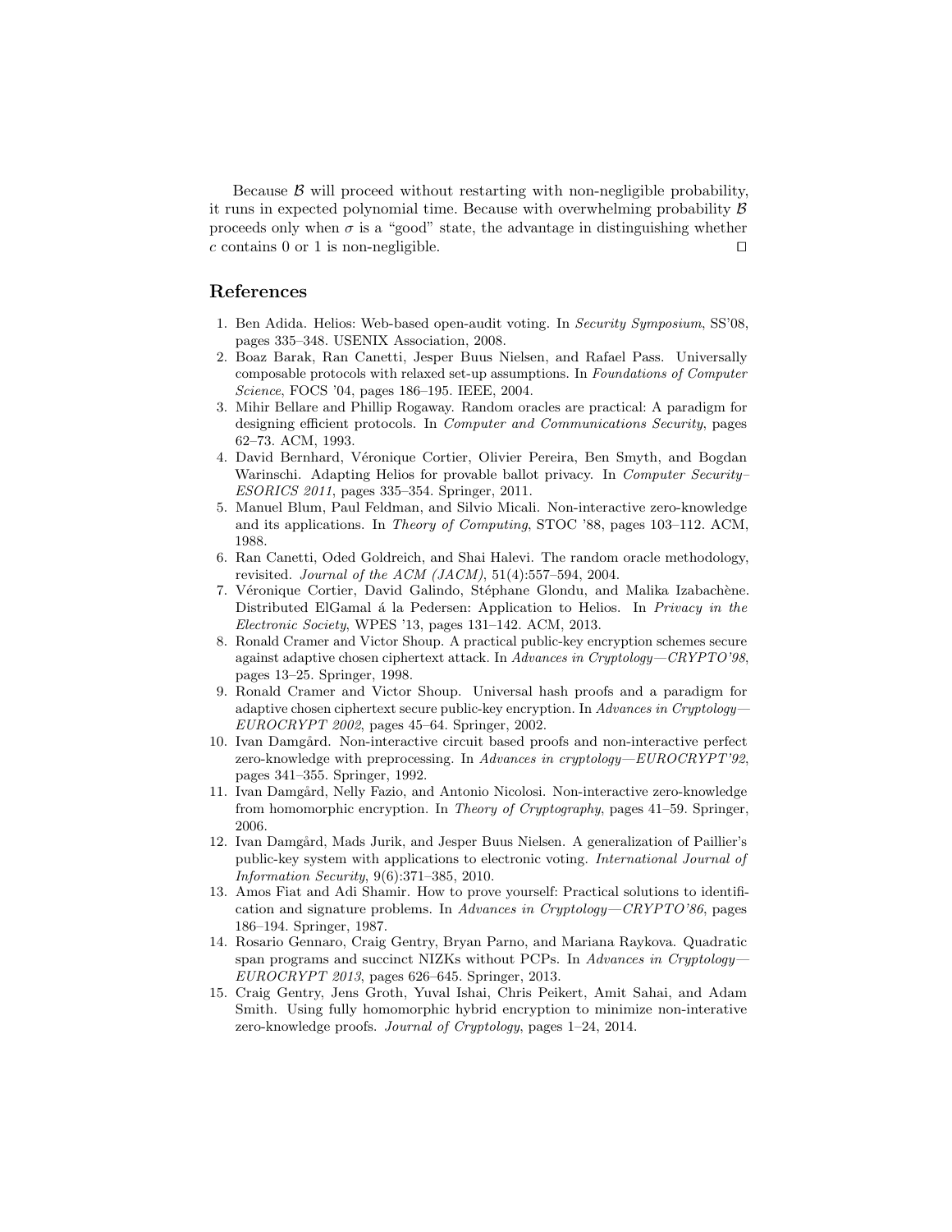Because $\mathcal{B}$ will proceed without restarting with non-negligible probability, it runs in expected polynomial time. Because with overwhelming probability $\mathcal{B}$ proceeds only when $\sigma$ is a "good" state, the advantage in distinguishing whether $c$ contains 0 or 1 is non-negligible. $\square$

## References

1. Ben Adida. Helios: Web-based open-audit voting. In *Security Symposium*, SS'08, pages 335–348. USENIX Association, 2008.
2. Boaz Barak, Ran Canetti, Jesper Buus Nielsen, and Rafael Pass. Universally composable protocols with relaxed set-up assumptions. In *Foundations of Computer Science*, FOCS '04, pages 186–195. IEEE, 2004.
3. Mihir Bellare and Phillip Rogaway. Random oracles are practical: A paradigm for designing efficient protocols. In *Computer and Communications Security*, pages 62–73. ACM, 1993.
4. David Bernhard, Véronique Cortier, Olivier Pereira, Ben Smyth, and Bogdan Warinschi. Adapting Helios for provable ballot privacy. In *Computer Security–ESORICS 2011*, pages 335–354. Springer, 2011.
5. Manuel Blum, Paul Feldman, and Silvio Micali. Non-interactive zero-knowledge and its applications. In *Theory of Computing*, STOC '88, pages 103–112. ACM, 1988.
6. Ran Canetti, Oded Goldreich, and Shai Halevi. The random oracle methodology, revisited. *Journal of the ACM (JACM)*, 51(4):557–594, 2004.
7. Véronique Cortier, David Galindo, Stéphane Glondu, and Malika Izabachène. Distributed ElGamal á la Pedersen: Application to Helios. In *Privacy in the Electronic Society*, WPES '13, pages 131–142. ACM, 2013.
8. Ronald Cramer and Victor Shoup. A practical public-key encryption schemes secure against adaptive chosen ciphertext attack. In *Advances in Cryptology—CRYPTO'98*, pages 13–25. Springer, 1998.
9. Ronald Cramer and Victor Shoup. Universal hash proofs and a paradigm for adaptive chosen ciphertext secure public-key encryption. In *Advances in Cryptology—EUROCRYPT 2002*, pages 45–64. Springer, 2002.
10. Ivan Damgård. Non-interactive circuit based proofs and non-interactive perfect zero-knowledge with preprocessing. In *Advances in cryptology—EUROCRYPT'92*, pages 341–355. Springer, 1992.
11. Ivan Damgård, Nelly Fazio, and Antonio Nicolosi. Non-interactive zero-knowledge from homomorphic encryption. In *Theory of Cryptography*, pages 41–59. Springer, 2006.
12. Ivan Damgård, Mads Jurik, and Jesper Buus Nielsen. A generalization of Paillier's public-key system with applications to electronic voting. *International Journal of Information Security*, 9(6):371–385, 2010.
13. Amos Fiat and Adi Shamir. How to prove yourself: Practical solutions to identification and signature problems. In *Advances in Cryptology—CRYPTO'86*, pages 186–194. Springer, 1987.
14. Rosario Gennaro, Craig Gentry, Bryan Parno, and Mariana Raykova. Quadratic span programs and succinct NIZKs without PCPs. In *Advances in Cryptology—EUROCRYPT 2013*, pages 626–645. Springer, 2013.
15. Craig Gentry, Jens Groth, Yuval Ishai, Chris Peikert, Amit Sahai, and Adam Smith. Using fully homomorphic hybrid encryption to minimize non-interative zero-knowledge proofs. *Journal of Cryptology*, pages 1–24, 2014.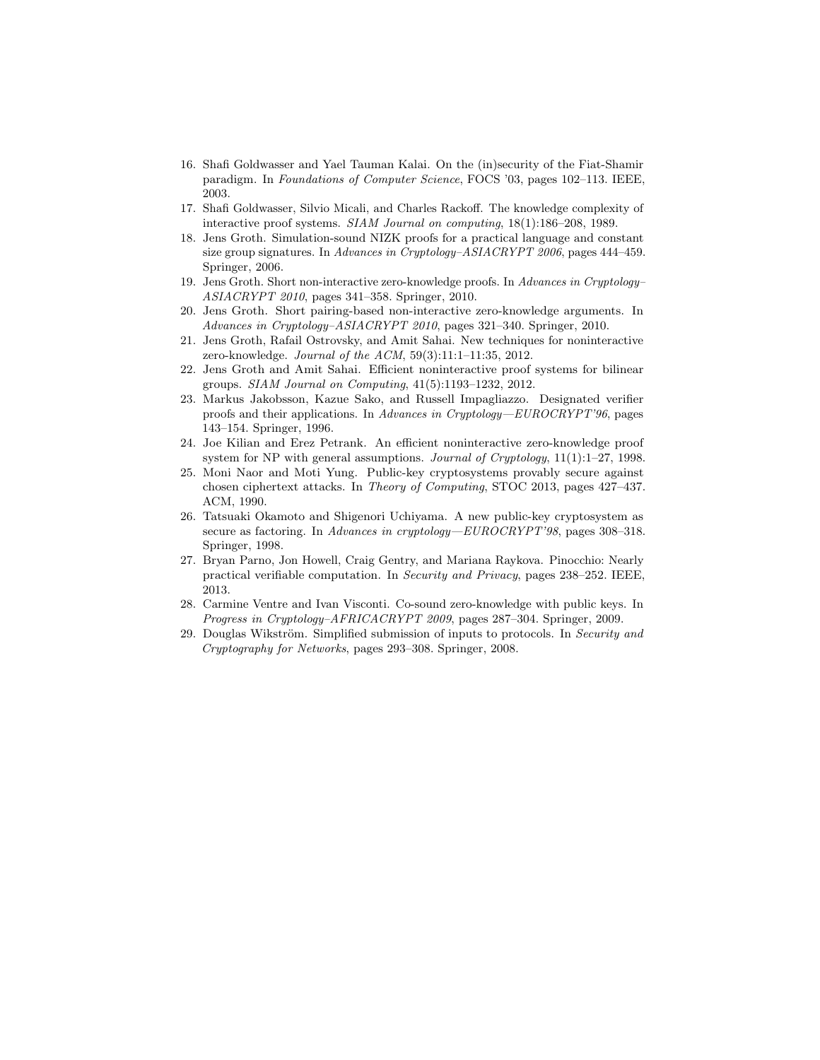16. Shafi Goldwasser and Yael Tauman Kalai. On the (in)security of the Fiat-Shamir paradigm. In *Foundations of Computer Science*, FOCS '03, pages 102–113. IEEE, 2003.
17. Shafi Goldwasser, Silvio Micali, and Charles Rackoff. The knowledge complexity of interactive proof systems. *SIAM Journal on computing*, 18(1):186–208, 1989.
18. Jens Groth. Simulation-sound NIZK proofs for a practical language and constant size group signatures. In *Advances in Cryptology–ASIACRYPT 2006*, pages 444–459. Springer, 2006.
19. Jens Groth. Short non-interactive zero-knowledge proofs. In *Advances in Cryptology–ASIACRYPT 2010*, pages 341–358. Springer, 2010.
20. Jens Groth. Short pairing-based non-interactive zero-knowledge arguments. In *Advances in Cryptology–ASIACRYPT 2010*, pages 321–340. Springer, 2010.
21. Jens Groth, Rafail Ostrovsky, and Amit Sahai. New techniques for noninteractive zero-knowledge. *Journal of the ACM*, 59(3):11:1–11:35, 2012.
22. Jens Groth and Amit Sahai. Efficient noninteractive proof systems for bilinear groups. *SIAM Journal on Computing*, 41(5):1193–1232, 2012.
23. Markus Jakobsson, Kazue Sako, and Russell Impagliazzo. Designated verifier proofs and their applications. In *Advances in Cryptology—EUROCRYPT'96*, pages 143–154. Springer, 1996.
24. Joe Kilian and Erez Petrank. An efficient noninteractive zero-knowledge proof system for NP with general assumptions. *Journal of Cryptology*, 11(1):1–27, 1998.
25. Moni Naor and Moti Yung. Public-key cryptosystems provably secure against chosen ciphertext attacks. In *Theory of Computing*, STOC 2013, pages 427–437. ACM, 1990.
26. Tatsuaki Okamoto and Shigenori Uchiyama. A new public-key cryptosystem as secure as factoring. In *Advances in cryptology—EUROCRYPT'98*, pages 308–318. Springer, 1998.
27. Bryan Parno, Jon Howell, Craig Gentry, and Mariana Raykova. Pinocchio: Nearly practical verifiable computation. In *Security and Privacy*, pages 238–252. IEEE, 2013.
28. Carmine Ventre and Ivan Visconti. Co-sound zero-knowledge with public keys. In *Progress in Cryptology–AFRICACRYPT 2009*, pages 287–304. Springer, 2009.
29. Douglas Wikström. Simplified submission of inputs to protocols. In *Security and Cryptography for Networks*, pages 293–308. Springer, 2008.